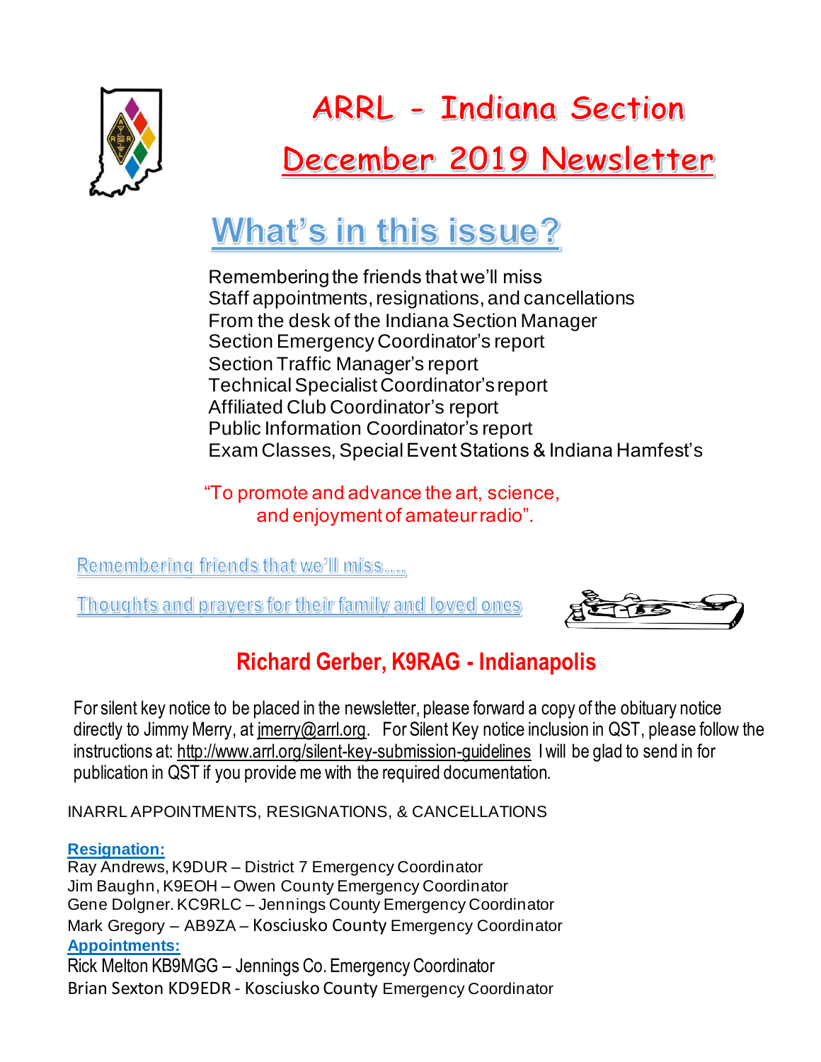# ARRL - Indiana Section

# December 2019 Newsletter

## What's in this issue?

Remembering the friends that we'll miss
Staff appointments, resignations, and cancellations
From the desk of the Indiana Section Manager
Section Emergency Coordinator's report
Section Traffic Manager's report
Technical Specialist Coordinator's report
Affiliated Club Coordinator's report
Public Information Coordinator's report
Exam Classes, Special Event Stations & Indiana Hamfest's

"To promote and advance the art, science, and enjoyment of amateur radio".

### Remembering friends that we'll miss....

### Thoughts and prayers for their family and loved ones

## Richard Gerber, K9RAG - Indianapolis

For silent key notice to be placed in the newsletter, please forward a copy of the obituary notice directly to Jimmy Merry, at jmerry@arrl.org. For Silent Key notice inclusion in QST, please follow the instructions at: http://www.arrl.org/silent-key-submission-guidelines I will be glad to send in for publication in QST if you provide me with the required documentation.

INARRL APPOINTMENTS, RESIGNATIONS, & CANCELLATIONS

**Resignation:**

Ray Andrews, K9DUR – District 7 Emergency Coordinator
Jim Baughn, K9EOH – Owen County Emergency Coordinator
Gene Dolgner. KC9RLC – Jennings County Emergency Coordinator
Mark Gregory – AB9ZA – Kosciusko County Emergency Coordinator

**Appointments:**

Rick Melton KB9MGG – Jennings Co. Emergency Coordinator
Brian Sexton KD9EDR - Kosciusko County Emergency Coordinator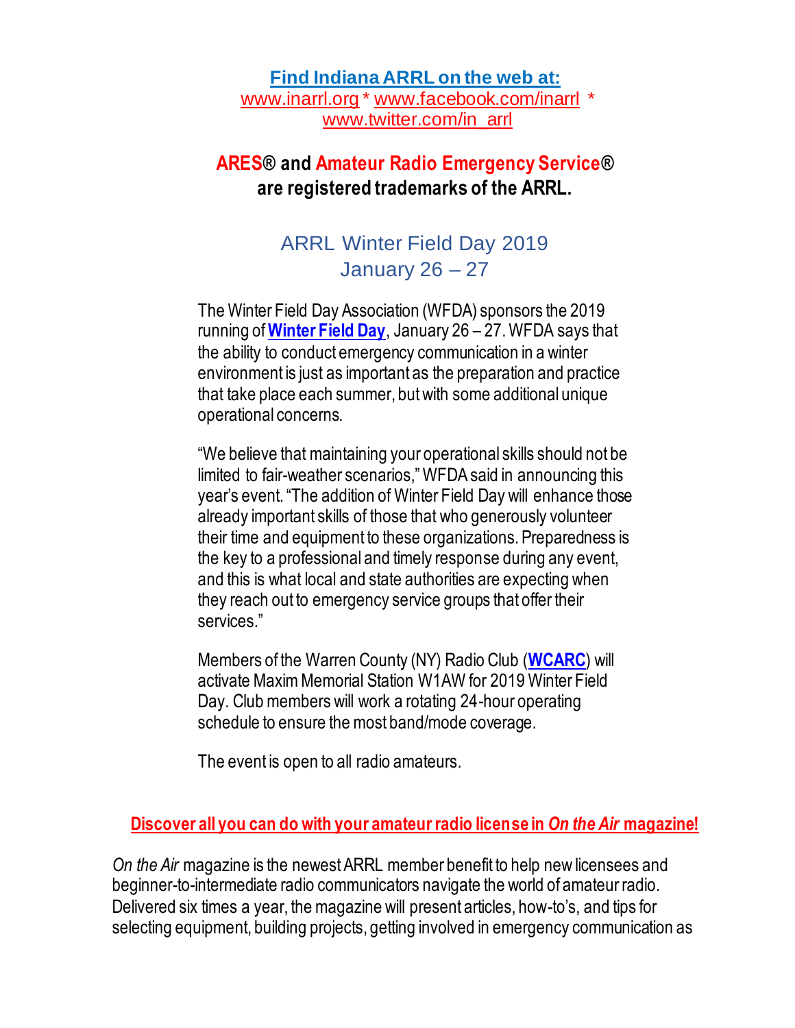**Find Indiana ARRL on the web at:**
www.inarrl.org * www.facebook.com/inarrl * www.twitter.com/in_arrl

**ARES® and Amateur Radio Emergency Service® are registered trademarks of the ARRL.**

## ARRL Winter Field Day 2019
## January 26 – 27

The Winter Field Day Association (WFDA) sponsors the 2019 running of **Winter Field Day**, January 26 – 27. WFDA says that the ability to conduct emergency communication in a winter environment is just as important as the preparation and practice that take place each summer, but with some additional unique operational concerns.

"We believe that maintaining your operational skills should not be limited to fair-weather scenarios," WFDA said in announcing this year's event. "The addition of Winter Field Day will enhance those already important skills of those that who generously volunteer their time and equipment to these organizations. Preparedness is the key to a professional and timely response during any event, and this is what local and state authorities are expecting when they reach out to emergency service groups that offer their services."

Members of the Warren County (NY) Radio Club (**WCARC**) will activate Maxim Memorial Station W1AW for 2019 Winter Field Day. Club members will work a rotating 24-hour operating schedule to ensure the most band/mode coverage.

The event is open to all radio amateurs.

**Discover all you can do with your amateur radio license in *On the Air* magazine!**

*On the Air* magazine is the newest ARRL member benefit to help new licensees and beginner-to-intermediate radio communicators navigate the world of amateur radio. Delivered six times a year, the magazine will present articles, how-to's, and tips for selecting equipment, building projects, getting involved in emergency communication as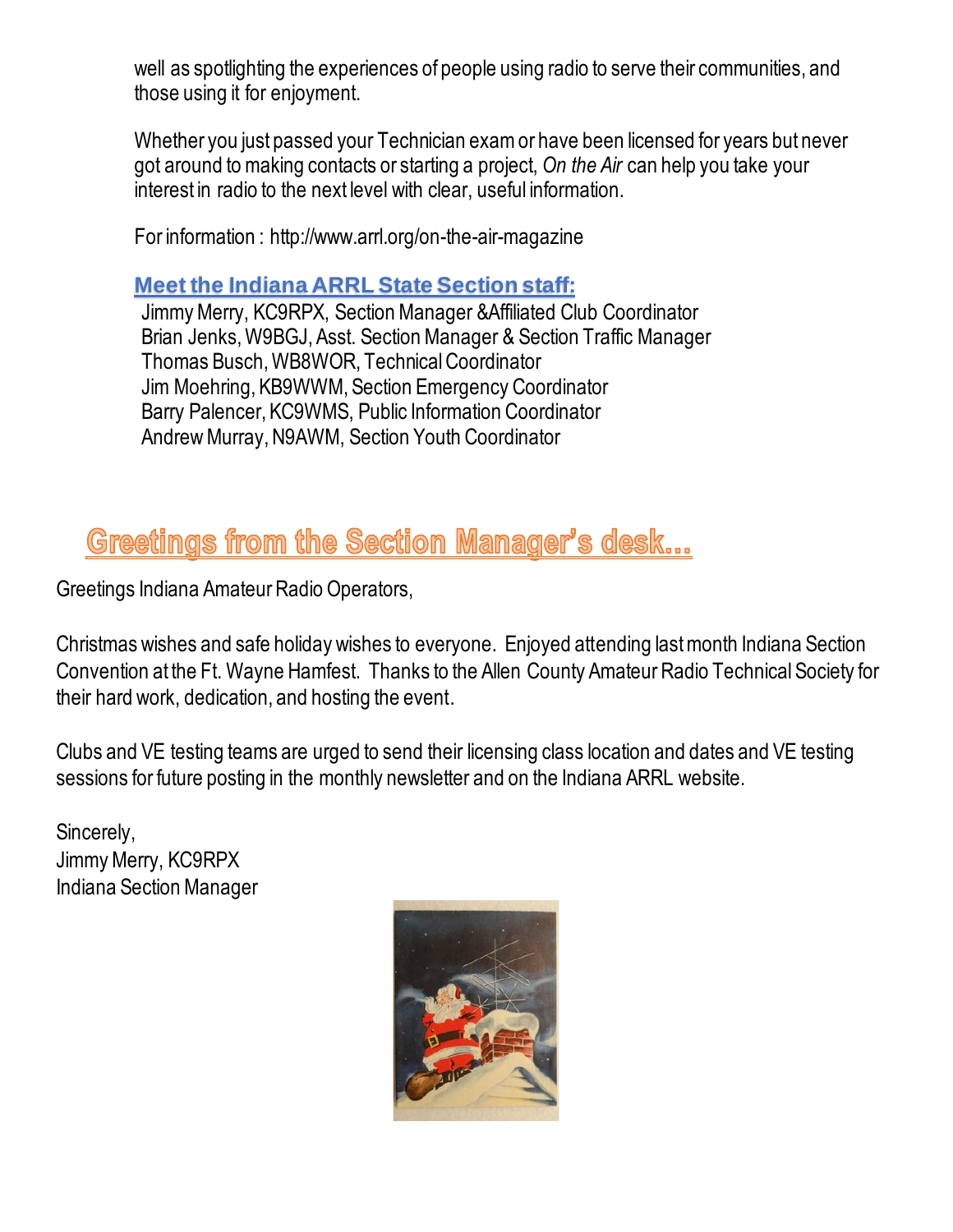well as spotlighting the experiences of people using radio to serve their communities, and those using it for enjoyment.

Whether you just passed your Technician exam or have been licensed for years but never got around to making contacts or starting a project, *On the Air* can help you take your interest in radio to the next level with clear, useful information.

For information : http://www.arrl.org/on-the-air-magazine

## Meet the Indiana ARRL State Section staff:

Jimmy Merry, KC9RPX, Section Manager &Affiliated Club Coordinator
Brian Jenks, W9BGJ, Asst. Section Manager & Section Traffic Manager
Thomas Busch, WB8WOR, Technical Coordinator
Jim Moehring, KB9WWM, Section Emergency Coordinator
Barry Palencer, KC9WMS, Public Information Coordinator
Andrew Murray, N9AWM, Section Youth Coordinator

## Greetings from the Section Manager's desk...

Greetings Indiana Amateur Radio Operators,

Christmas wishes and safe holiday wishes to everyone. Enjoyed attending last month Indiana Section Convention at the Ft. Wayne Hamfest. Thanks to the Allen County Amateur Radio Technical Society for their hard work, dedication, and hosting the event.

Clubs and VE testing teams are urged to send their licensing class location and dates and VE testing sessions for future posting in the monthly newsletter and on the Indiana ARRL website.

Sincerely,
Jimmy Merry, KC9RPX
Indiana Section Manager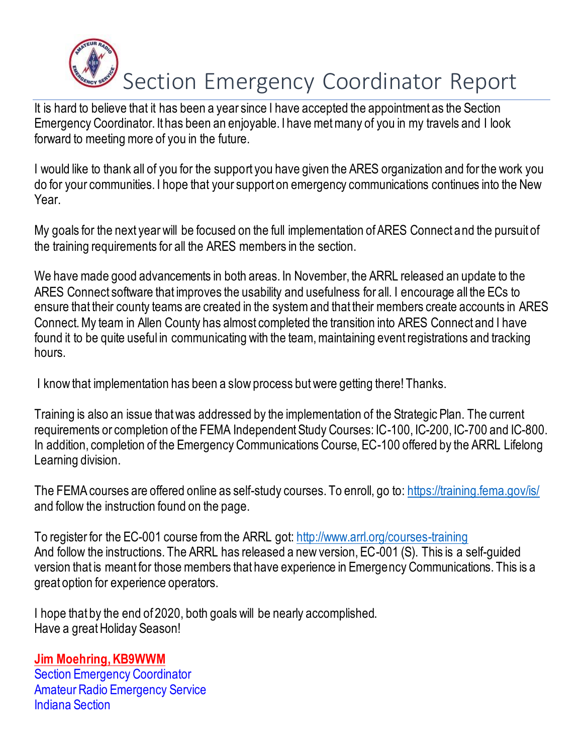# Section Emergency Coordinator Report

It is hard to believe that it has been a year since I have accepted the appointment as the Section Emergency Coordinator. It has been an enjoyable. I have met many of you in my travels and I look forward to meeting more of you in the future.

I would like to thank all of you for the support you have given the ARES organization and for the work you do for your communities. I hope that your support on emergency communications continues into the New Year.

My goals for the next year will be focused on the full implementation of ARES Connect and the pursuit of the training requirements for all the ARES members in the section.

We have made good advancements in both areas. In November, the ARRL released an update to the ARES Connect software that improves the usability and usefulness for all. I encourage all the ECs to ensure that their county teams are created in the system and that their members create accounts in ARES Connect. My team in Allen County has almost completed the transition into ARES Connect and I have found it to be quite useful in communicating with the team, maintaining event registrations and tracking hours.

I know that implementation has been a slow process but were getting there! Thanks.

Training is also an issue that was addressed by the implementation of the Strategic Plan. The current requirements or completion of the FEMA Independent Study Courses: IC-100, IC-200, IC-700 and IC-800. In addition, completion of the Emergency Communications Course, EC-100 offered by the ARRL Lifelong Learning division.

The FEMA courses are offered online as self-study courses. To enroll, go to: [https://training.fema.gov/is/](https://training.fema.gov/is/) and follow the instruction found on the page.

To register for the EC-001 course from the ARRL got: [http://www.arrl.org/courses-training](http://www.arrl.org/courses-training)
And follow the instructions. The ARRL has released a new version, EC-001 (S). This is a self-guided version that is meant for those members that have experience in Emergency Communications. This is a great option for experience operators.

I hope that by the end of 2020, both goals will be nearly accomplished.
Have a great Holiday Season!

**Jim Moehring, KB9WWM**
Section Emergency Coordinator
Amateur Radio Emergency Service
Indiana Section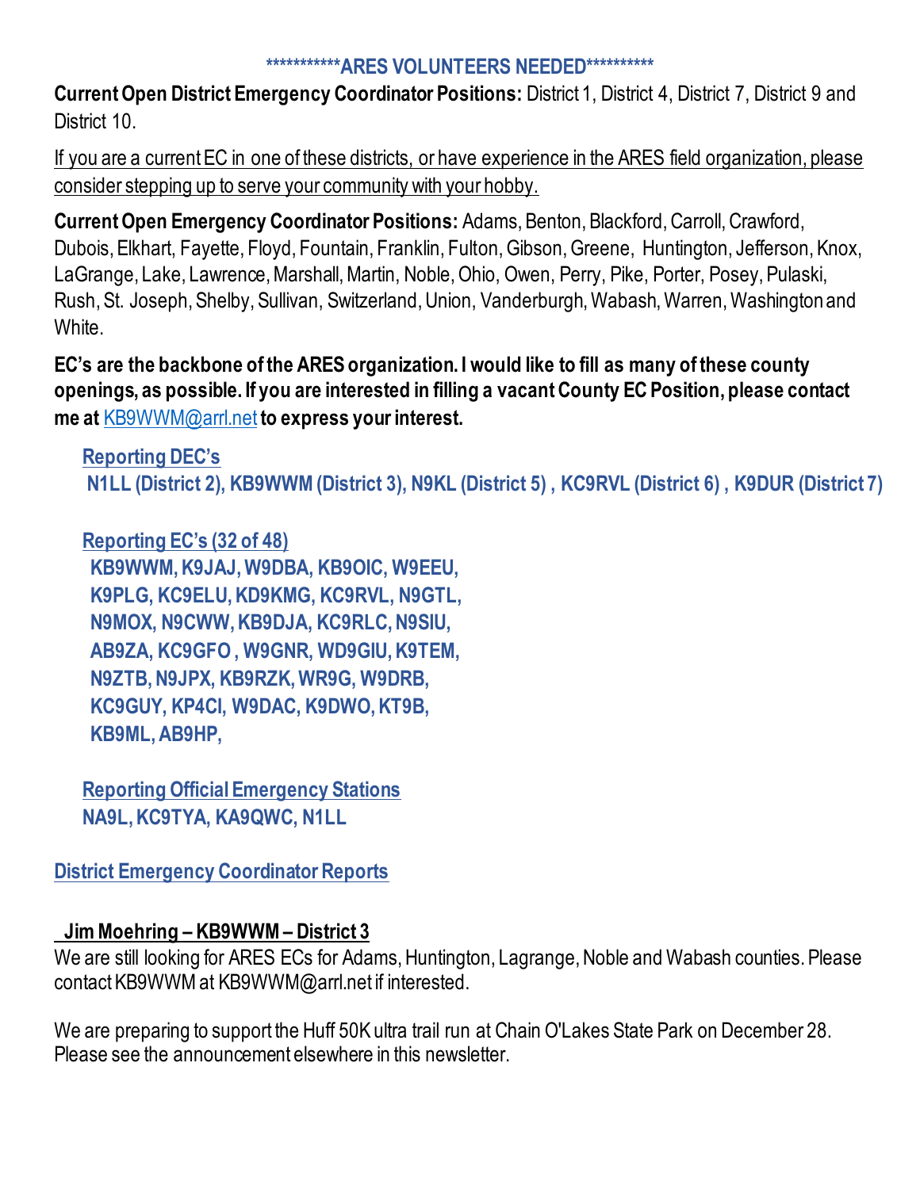## ***********ARES VOLUNTEERS NEEDED**********

**Current Open District Emergency Coordinator Positions:** District 1, District 4, District 7, District 9 and District 10.

<u>If you are a current EC in one of these districts, or have experience in the ARES field organization, please consider stepping up to serve your community with your hobby.</u>

**Current Open Emergency Coordinator Positions:** Adams, Benton, Blackford, Carroll, Crawford, Dubois, Elkhart, Fayette, Floyd, Fountain, Franklin, Fulton, Gibson, Greene, Huntington, Jefferson, Knox, LaGrange, Lake, Lawrence, Marshall, Martin, Noble, Ohio, Owen, Perry, Pike, Porter, Posey, Pulaski, Rush, St. Joseph, Shelby, Sullivan, Switzerland, Union, Vanderburgh, Wabash, Warren, Washington and White.

**EC's are the backbone of the ARES organization. I would like to fill as many of these county openings, as possible. If you are interested in filling a vacant County EC Position, please contact me at KB9WWM@arrl.net to express your interest.**

### Reporting DEC's

**N1LL (District 2), KB9WWM (District 3), N9KL (District 5) , KC9RVL (District 6) , K9DUR (District 7)**

### Reporting EC's (32 of 48)

**KB9WWM, K9JAJ, W9DBA, KB9OIC, W9EEU, K9PLG, KC9ELU, KD9KMG, KC9RVL, N9GTL, N9MOX, N9CWW, KB9DJA, KC9RLC, N9SIU, AB9ZA, KC9GFO , W9GNR, WD9GIU, K9TEM, N9ZTB, N9JPX, KB9RZK, WR9G, W9DRB, KC9GUY, KP4CI, W9DAC, K9DWO, KT9B, KB9ML, AB9HP,**

### Reporting Official Emergency Stations

**NA9L, KC9TYA, KA9QWC, N1LL**

## District Emergency Coordinator Reports

### Jim Moehring – KB9WWM – District 3

We are still looking for ARES ECs for Adams, Huntington, Lagrange, Noble and Wabash counties. Please contact KB9WWM at KB9WWM@arrl.net if interested.

We are preparing to support the Huff 50K ultra trail run at Chain O'Lakes State Park on December 28. Please see the announcement elsewhere in this newsletter.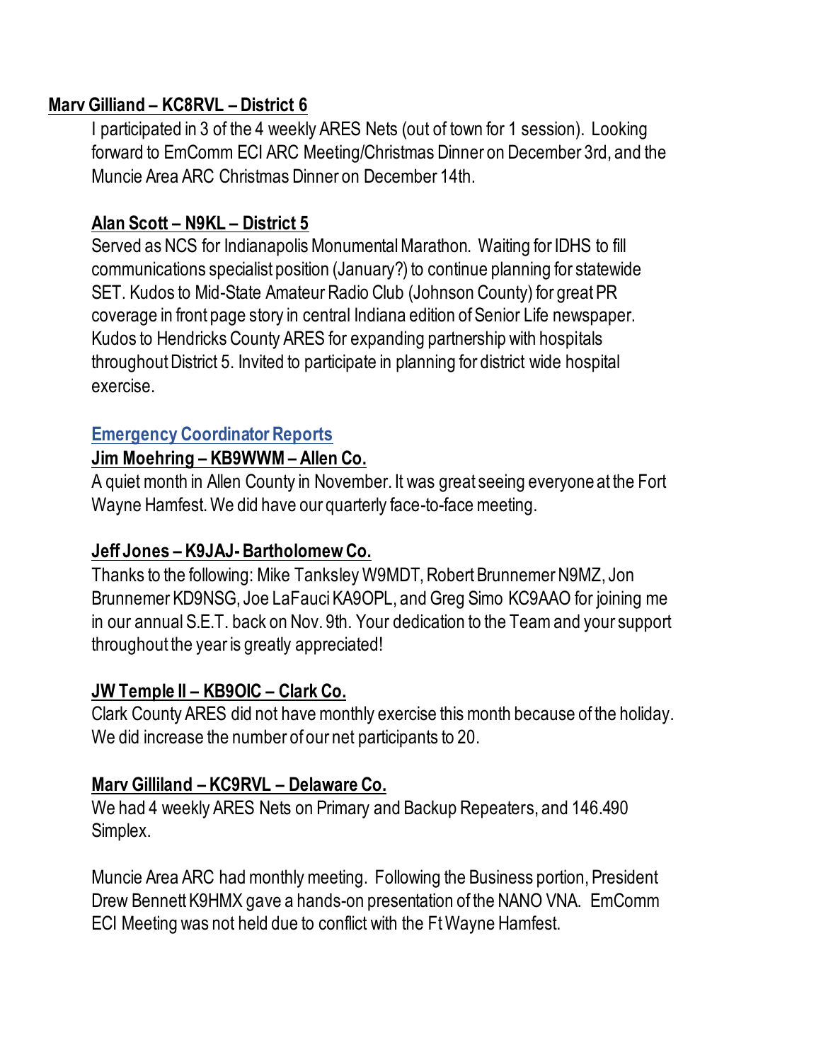**Marv Gilliand – KC8RVL – District 6**

I participated in 3 of the 4 weekly ARES Nets (out of town for 1 session). Looking forward to EmComm ECI ARC Meeting/Christmas Dinner on December 3rd, and the Muncie Area ARC Christmas Dinner on December 14th.

**Alan Scott – N9KL – District 5**

Served as NCS for Indianapolis Monumental Marathon. Waiting for IDHS to fill communications specialist position (January?) to continue planning for statewide SET. Kudos to Mid-State Amateur Radio Club (Johnson County) for great PR coverage in front page story in central Indiana edition of Senior Life newspaper. Kudos to Hendricks County ARES for expanding partnership with hospitals throughout District 5. Invited to participate in planning for district wide hospital exercise.

## Emergency Coordinator Reports

**Jim Moehring – KB9WWM – Allen Co.**

A quiet month in Allen County in November. It was great seeing everyone at the Fort Wayne Hamfest. We did have our quarterly face-to-face meeting.

**Jeff Jones – K9JAJ- Bartholomew Co.**

Thanks to the following: Mike Tanksley W9MDT, Robert Brunnemer N9MZ, Jon Brunnemer KD9NSG, Joe LaFauci KA9OPL, and Greg Simo KC9AAO for joining me in our annual S.E.T. back on Nov. 9th. Your dedication to the Team and your support throughout the year is greatly appreciated!

**JW Temple II – KB9OIC – Clark Co.**

Clark County ARES did not have monthly exercise this month because of the holiday. We did increase the number of our net participants to 20.

**Marv Gilliland – KC9RVL – Delaware Co.**

We had 4 weekly ARES Nets on Primary and Backup Repeaters, and 146.490 Simplex.

Muncie Area ARC had monthly meeting. Following the Business portion, President Drew Bennett K9HMX gave a hands-on presentation of the NANO VNA. EmComm ECI Meeting was not held due to conflict with the Ft Wayne Hamfest.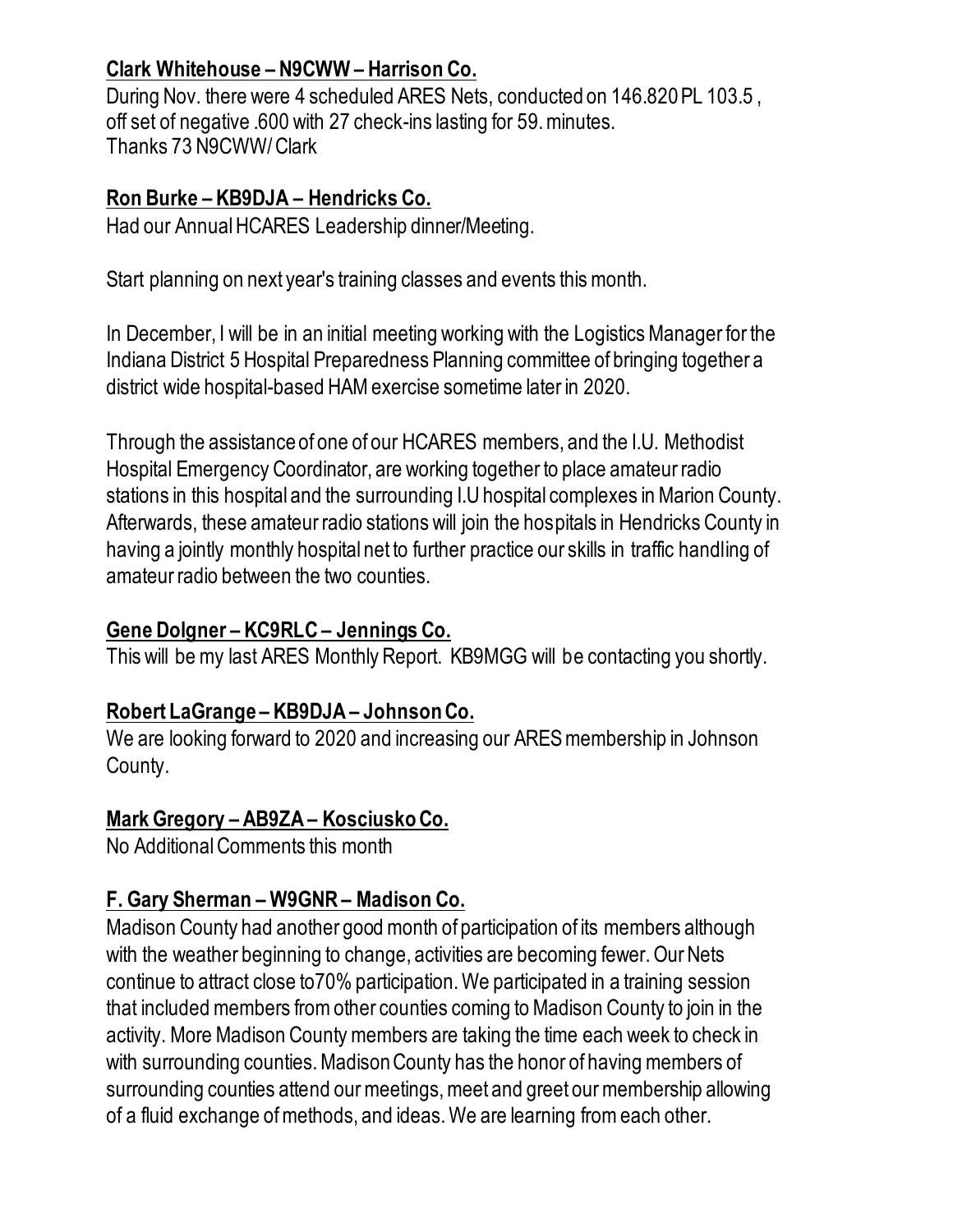**<u>Clark Whitehouse – N9CWW – Harrison Co.</u>**

During Nov. there were 4 scheduled ARES Nets, conducted on 146.820 PL 103.5 , off set of negative .600 with 27 check-ins lasting for 59. minutes.
Thanks 73 N9CWW/ Clark

**<u>Ron Burke – KB9DJA – Hendricks Co.</u>**

Had our Annual HCARES Leadership dinner/Meeting.

Start planning on next year's training classes and events this month.

In December, I will be in an initial meeting working with the Logistics Manager for the Indiana District 5 Hospital Preparedness Planning committee of bringing together a district wide hospital-based HAM exercise sometime later in 2020.

Through the assistance of one of our HCARES members, and the I.U. Methodist Hospital Emergency Coordinator, are working together to place amateur radio stations in this hospital and the surrounding I.U hospital complexes in Marion County. Afterwards, these amateur radio stations will join the hospitals in Hendricks County in having a jointly monthly hospital net to further practice our skills in traffic handling of amateur radio between the two counties.

**<u>Gene Dolgner – KC9RLC – Jennings Co.</u>**

This will be my last ARES Monthly Report. KB9MGG will be contacting you shortly.

**<u>Robert LaGrange – KB9DJA – Johnson Co.</u>**

We are looking forward to 2020 and increasing our ARES membership in Johnson County.

**<u>Mark Gregory – AB9ZA – Kosciusko Co.</u>**

No Additional Comments this month

**<u>F. Gary Sherman – W9GNR – Madison Co.</u>**

Madison County had another good month of participation of its members although with the weather beginning to change, activities are becoming fewer. Our Nets continue to attract close to70% participation. We participated in a training session that included members from other counties coming to Madison County to join in the activity. More Madison County members are taking the time each week to check in with surrounding counties. Madison County has the honor of having members of surrounding counties attend our meetings, meet and greet our membership allowing of a fluid exchange of methods, and ideas. We are learning from each other.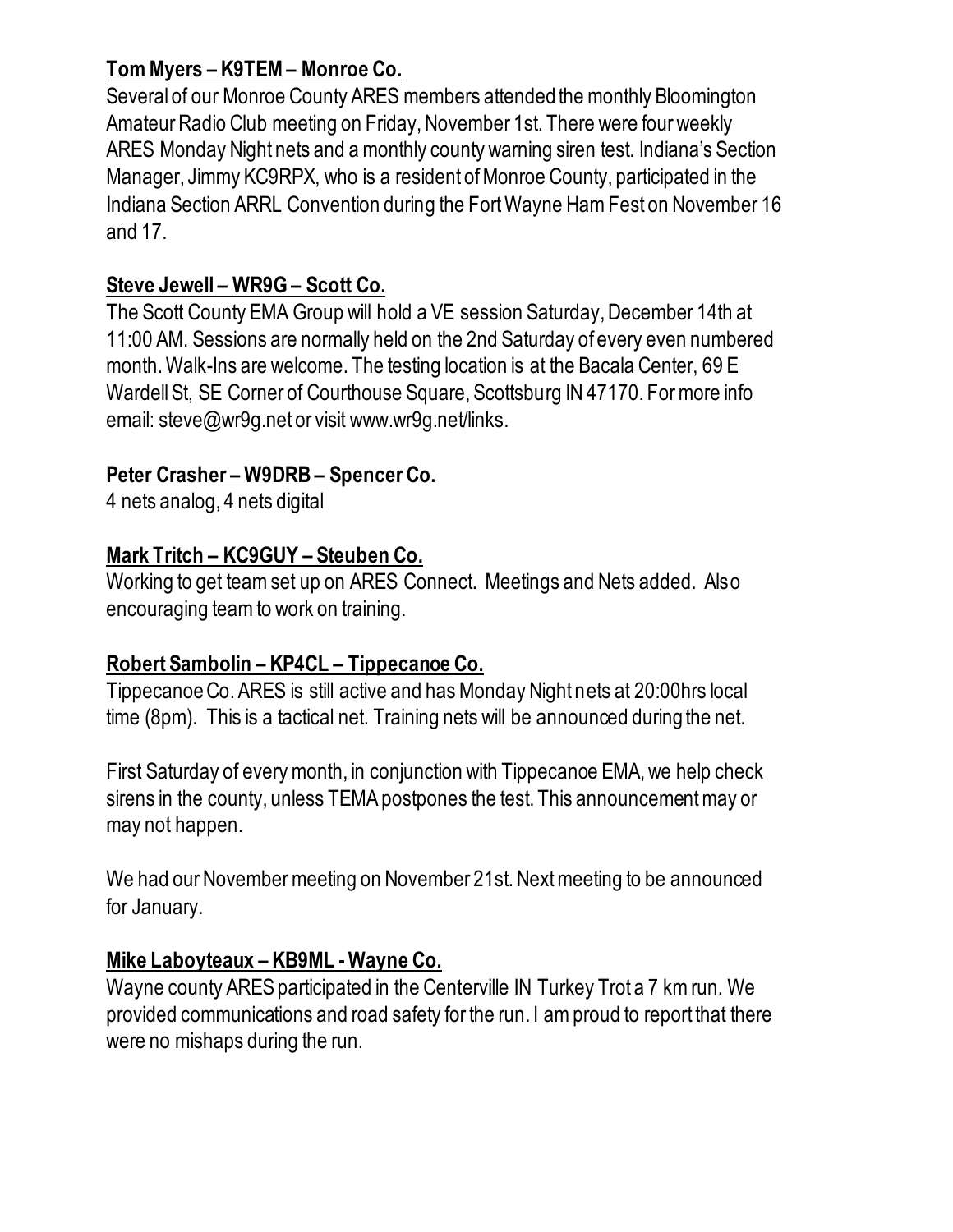**Tom Myers – K9TEM – Monroe Co.**

Several of our Monroe County ARES members attended the monthly Bloomington Amateur Radio Club meeting on Friday, November 1st. There were four weekly ARES Monday Night nets and a monthly county warning siren test. Indiana's Section Manager, Jimmy KC9RPX, who is a resident of Monroe County, participated in the Indiana Section ARRL Convention during the Fort Wayne Ham Fest on November 16 and 17.

**Steve Jewell – WR9G – Scott Co.**

The Scott County EMA Group will hold a VE session Saturday, December 14th at 11:00 AM. Sessions are normally held on the 2nd Saturday of every even numbered month. Walk-Ins are welcome. The testing location is at the Bacala Center, 69 E Wardell St, SE Corner of Courthouse Square, Scottsburg IN 47170. For more info email: steve@wr9g.net or visit www.wr9g.net/links.

**Peter Crasher – W9DRB – Spencer Co.**

4 nets analog, 4 nets digital

**Mark Tritch – KC9GUY – Steuben Co.**

Working to get team set up on ARES Connect. Meetings and Nets added. Also encouraging team to work on training.

**Robert Sambolin – KP4CL – Tippecanoe Co.**

Tippecanoe Co. ARES is still active and has Monday Night nets at 20:00hrs local time (8pm). This is a tactical net. Training nets will be announced during the net.

First Saturday of every month, in conjunction with Tippecanoe EMA, we help check sirens in the county, unless TEMA postpones the test. This announcement may or may not happen.

We had our November meeting on November 21st. Next meeting to be announced for January.

**Mike Laboyteaux – KB9ML - Wayne Co.**

Wayne county ARES participated in the Centerville IN Turkey Trot a 7 km run. We provided communications and road safety for the run. I am proud to report that there were no mishaps during the run.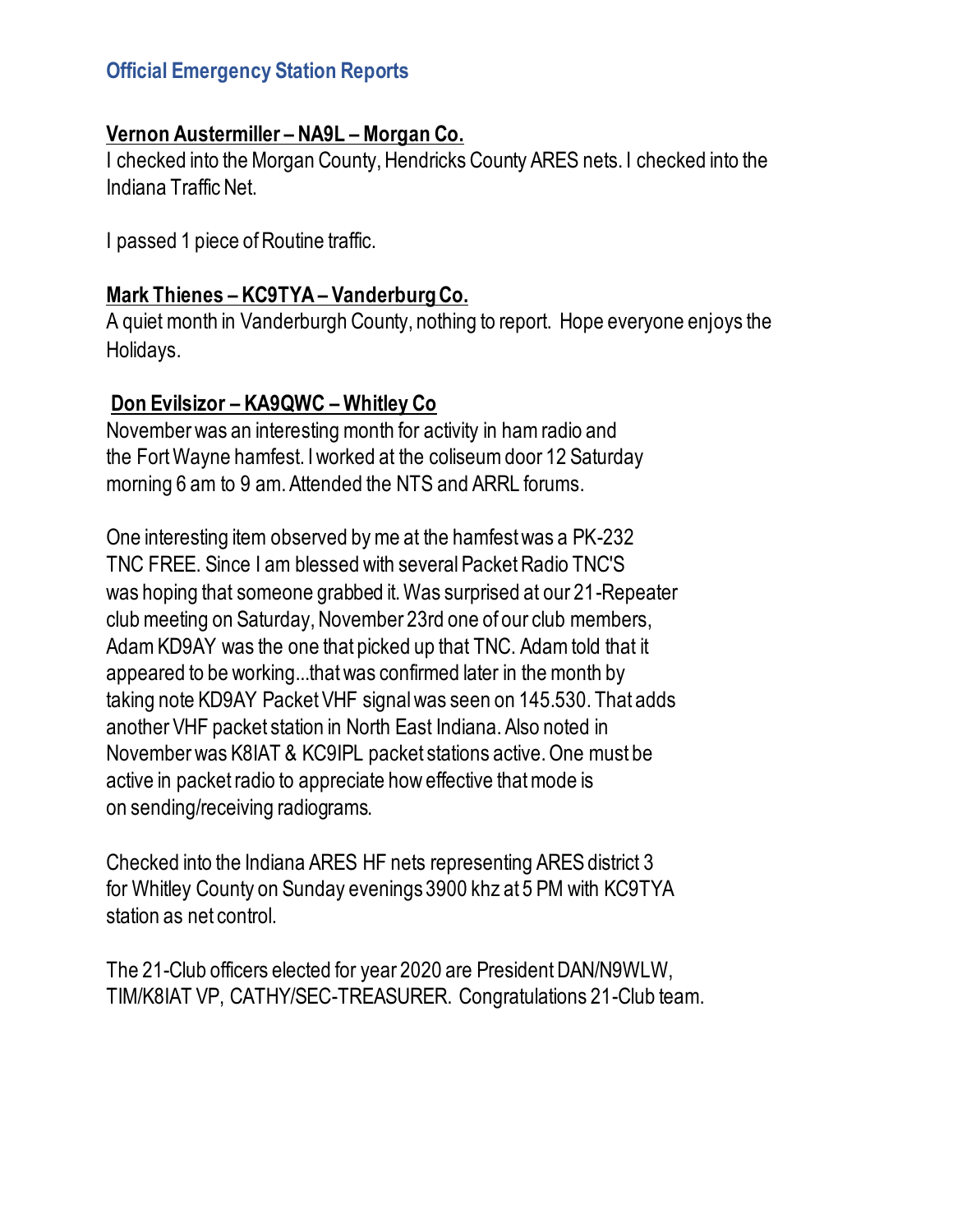## Official Emergency Station Reports

**Vernon Austermiller – NA9L – Morgan Co.**

I checked into the Morgan County, Hendricks County ARES nets. I checked into the Indiana Traffic Net.

I passed 1 piece of Routine traffic.

**Mark Thienes – KC9TYA – Vanderburg Co.**

A quiet month in Vanderburgh County, nothing to report. Hope everyone enjoys the Holidays.

**Don Evilsizor – KA9QWC – Whitley Co**

November was an interesting month for activity in ham radio and the Fort Wayne hamfest. I worked at the coliseum door 12 Saturday morning 6 am to 9 am. Attended the NTS and ARRL forums.

One interesting item observed by me at the hamfest was a PK-232 TNC FREE. Since I am blessed with several Packet Radio TNC'S was hoping that someone grabbed it. Was surprised at our 21-Repeater club meeting on Saturday, November 23rd one of our club members, Adam KD9AY was the one that picked up that TNC. Adam told that it appeared to be working...that was confirmed later in the month by taking note KD9AY Packet VHF signal was seen on 145.530. That adds another VHF packet station in North East Indiana. Also noted in November was K8IAT & KC9IPL packet stations active. One must be active in packet radio to appreciate how effective that mode is on sending/receiving radiograms.

Checked into the Indiana ARES HF nets representing ARES district 3 for Whitley County on Sunday evenings 3900 khz at 5 PM with KC9TYA station as net control.

The 21-Club officers elected for year 2020 are President DAN/N9WLW, TIM/K8IAT VP, CATHY/SEC-TREASURER. Congratulations 21-Club team.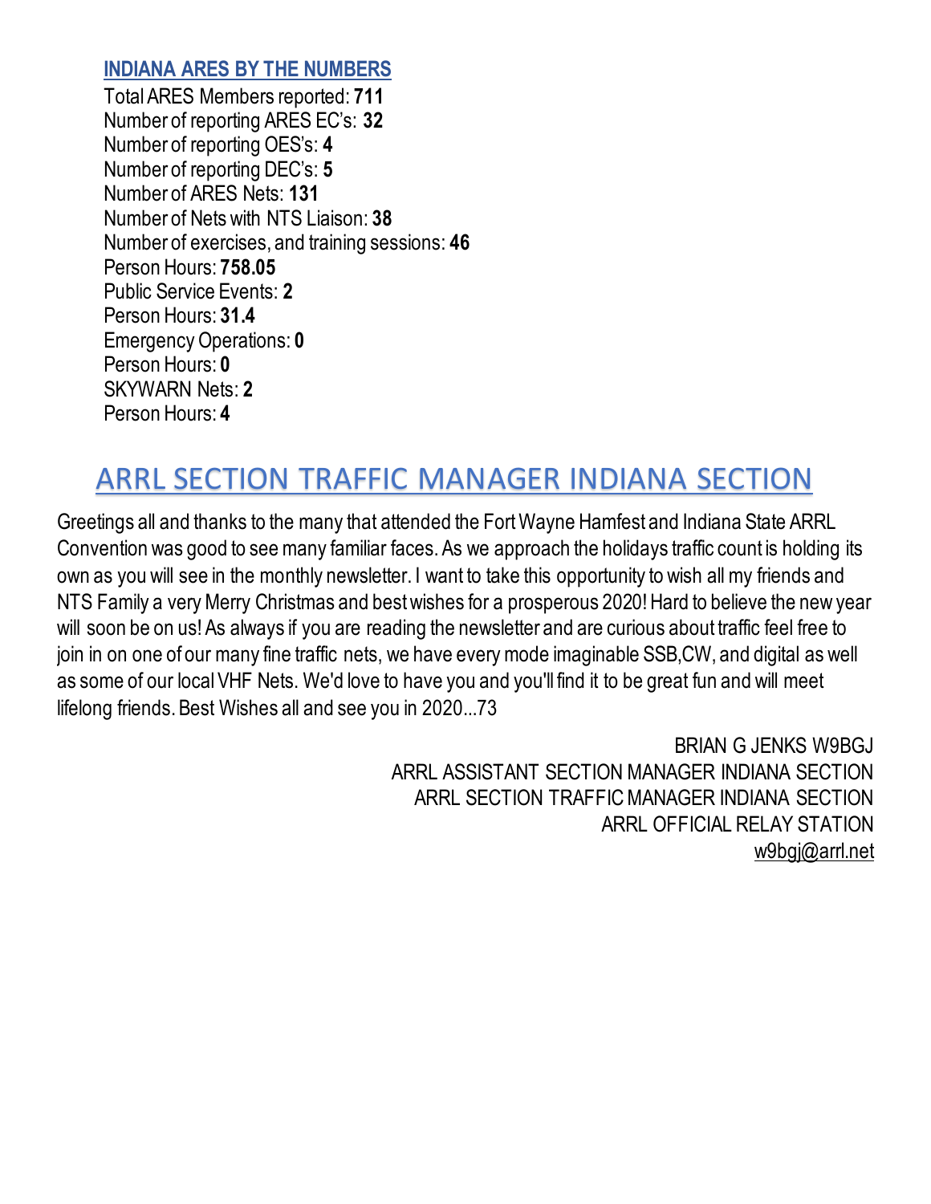### INDIANA ARES BY THE NUMBERS

Total ARES Members reported: **711**
Number of reporting ARES EC's: **32**
Number of reporting OES's: **4**
Number of reporting DEC's: **5**
Number of ARES Nets: **131**
Number of Nets with NTS Liaison: **38**
Number of exercises, and training sessions: **46**
Person Hours: **758.05**
Public Service Events: **2**
Person Hours: **31.4**
Emergency Operations: **0**
Person Hours: **0**
SKYWARN Nets: **2**
Person Hours: **4**

## ARRL SECTION TRAFFIC MANAGER INDIANA SECTION

Greetings all and thanks to the many that attended the Fort Wayne Hamfest and Indiana State ARRL Convention was good to see many familiar faces. As we approach the holidays traffic count is holding its own as you will see in the monthly newsletter. I want to take this opportunity to wish all my friends and NTS Family a very Merry Christmas and best wishes for a prosperous 2020! Hard to believe the new year will soon be on us! As always if you are reading the newsletter and are curious about traffic feel free to join in on one of our many fine traffic nets, we have every mode imaginable SSB,CW, and digital as well as some of our local VHF Nets. We'd love to have you and you'll find it to be great fun and will meet lifelong friends. Best Wishes all and see you in 2020...73

BRIAN G JENKS W9BGJ
ARRL ASSISTANT SECTION MANAGER INDIANA SECTION
ARRL SECTION TRAFFIC MANAGER INDIANA SECTION
ARRL OFFICIAL RELAY STATION
w9bgj@arrl.net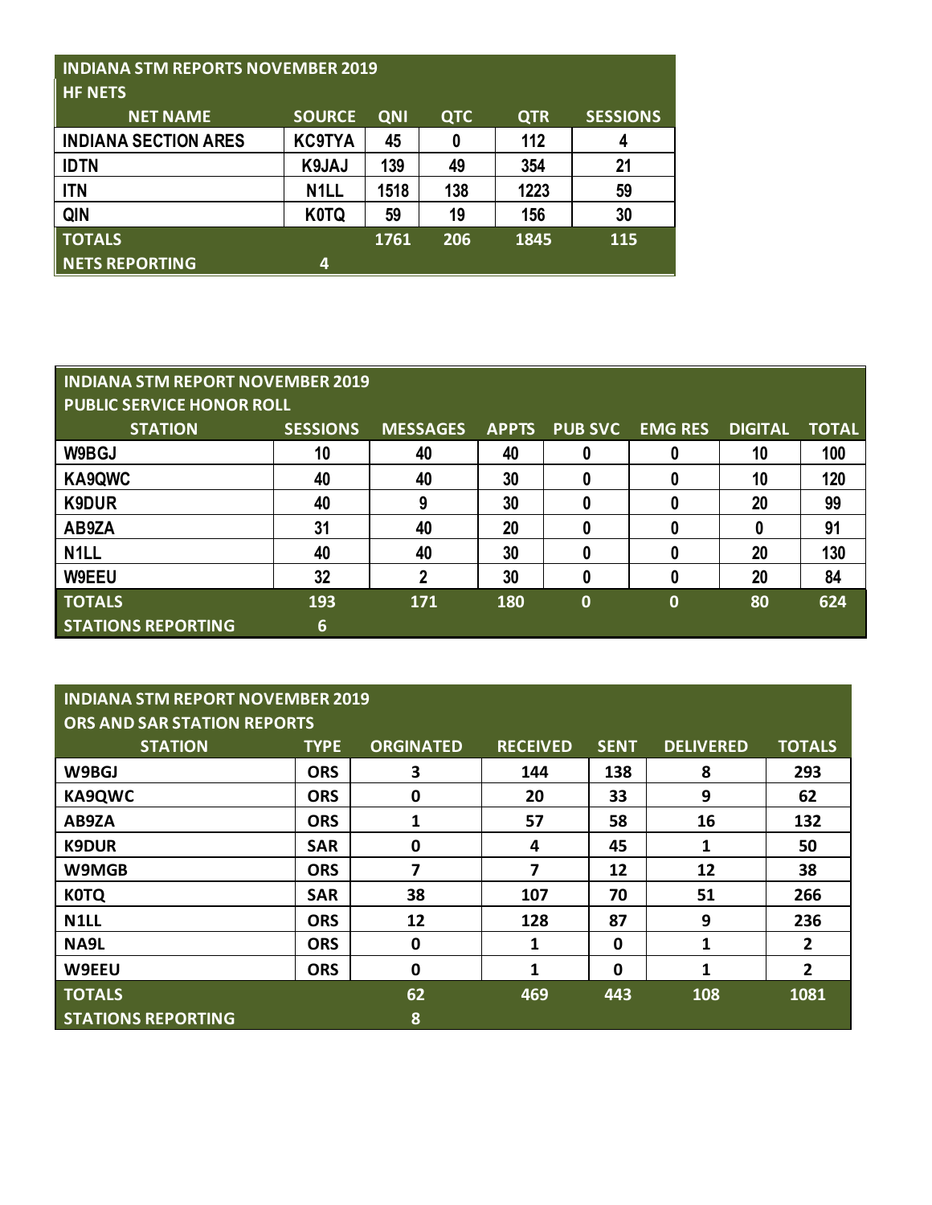## INDIANA STM REPORTS NOVEMBER 2019

### HF NETS

| NET NAME | SOURCE | QNI | QTC | QTR | SESSIONS |
|---|---|---|---|---|---|
| INDIANA SECTION ARES | KC9TYA | 45 | 0 | 112 | 4 |
| IDTN | K9JAJ | 139 | 49 | 354 | 21 |
| ITN | N1LL | 1518 | 138 | 1223 | 59 |
| QIN | K0TQ | 59 | 19 | 156 | 30 |
| TOTALS | | 1761 | 206 | 1845 | 115 |
| NETS REPORTING | 4 | | | | |

## INDIANA STM REPORT NOVEMBER 2019

### PUBLIC SERVICE HONOR ROLL

| STATION | SESSIONS | MESSAGES | APPTS | PUB SVC | EMG RES | DIGITAL | TOTAL |
|---|---|---|---|---|---|---|---|
| W9BGJ | 10 | 40 | 40 | 0 | 0 | 10 | 100 |
| KA9QWC | 40 | 40 | 30 | 0 | 0 | 10 | 120 |
| K9DUR | 40 | 9 | 30 | 0 | 0 | 20 | 99 |
| AB9ZA | 31 | 40 | 20 | 0 | 0 | 0 | 91 |
| N1LL | 40 | 40 | 30 | 0 | 0 | 20 | 130 |
| W9EEU | 32 | 2 | 30 | 0 | 0 | 20 | 84 |
| TOTALS | 193 | 171 | 180 | 0 | 0 | 80 | 624 |
| STATIONS REPORTING | 6 | | | | | | |

## INDIANA STM REPORT NOVEMBER 2019

### ORS AND SAR STATION REPORTS

| STATION | TYPE | ORGINATED | RECEIVED | SENT | DELIVERED | TOTALS |
|---|---|---|---|---|---|---|
| W9BGJ | ORS | 3 | 144 | 138 | 8 | 293 |
| KA9QWC | ORS | 0 | 20 | 33 | 9 | 62 |
| AB9ZA | ORS | 1 | 57 | 58 | 16 | 132 |
| K9DUR | SAR | 0 | 4 | 45 | 1 | 50 |
| W9MGB | ORS | 7 | 7 | 12 | 12 | 38 |
| K0TQ | SAR | 38 | 107 | 70 | 51 | 266 |
| N1LL | ORS | 12 | 128 | 87 | 9 | 236 |
| NA9L | ORS | 0 | 1 | 0 | 1 | 2 |
| W9EEU | ORS | 0 | 1 | 0 | 1 | 2 |
| TOTALS | | 62 | 469 | 443 | 108 | 1081 |
| STATIONS REPORTING | | 8 | | | | |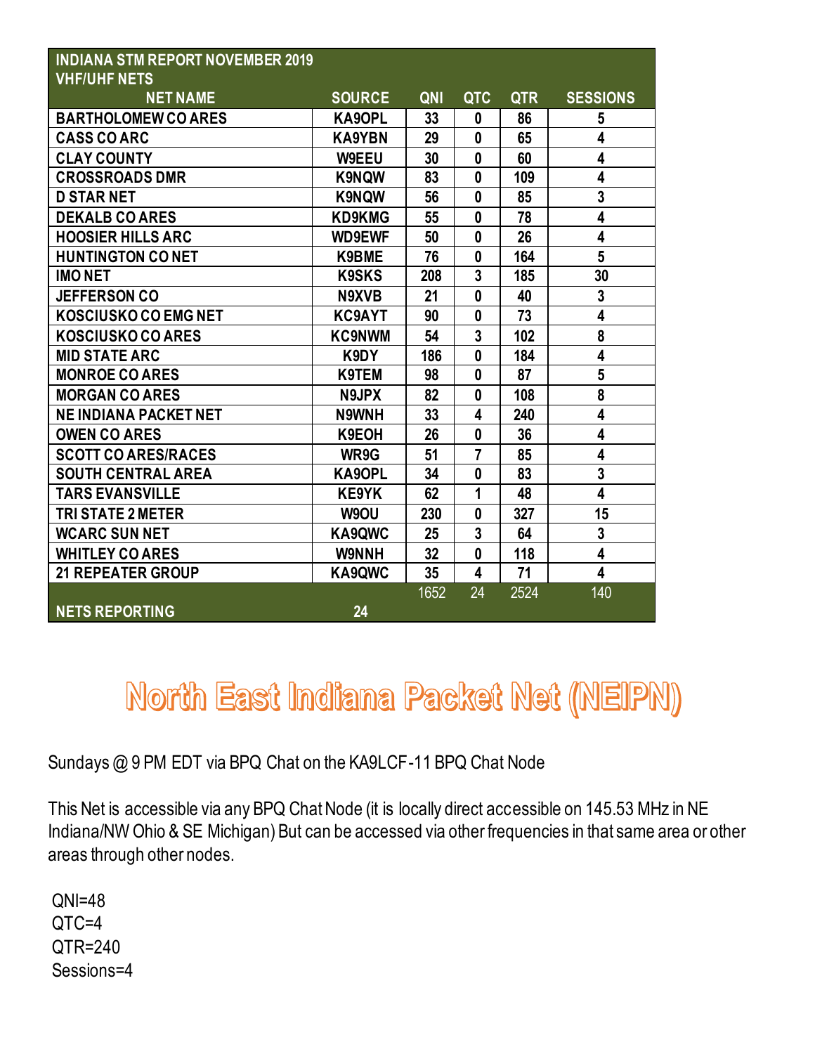| INDIANA STM REPORT NOVEMBER 2019 VHF/UHF NETS | | | | | |
|---|---|---|---|---|---|
| NET NAME | SOURCE | QNI | QTC | QTR | SESSIONS |
| BARTHOLOMEW CO ARES | KA9OPL | 33 | 0 | 86 | 5 |
| CASS CO ARC | KA9YBN | 29 | 0 | 65 | 4 |
| CLAY COUNTY | W9EEU | 30 | 0 | 60 | 4 |
| CROSSROADS DMR | K9NQW | 83 | 0 | 109 | 4 |
| D STAR NET | K9NQW | 56 | 0 | 85 | 3 |
| DEKALB CO ARES | KD9KMG | 55 | 0 | 78 | 4 |
| HOOSIER HILLS ARC | WD9EWF | 50 | 0 | 26 | 4 |
| HUNTINGTON CO NET | K9BME | 76 | 0 | 164 | 5 |
| IMO NET | K9SKS | 208 | 3 | 185 | 30 |
| JEFFERSON CO | N9XVB | 21 | 0 | 40 | 3 |
| KOSCIUSKO CO EMG NET | KC9AYT | 90 | 0 | 73 | 4 |
| KOSCIUSKO CO ARES | KC9NWM | 54 | 3 | 102 | 8 |
| MID STATE ARC | K9DY | 186 | 0 | 184 | 4 |
| MONROE CO ARES | K9TEM | 98 | 0 | 87 | 5 |
| MORGAN CO ARES | N9JPX | 82 | 0 | 108 | 8 |
| NE INDIANA PACKET NET | N9WNH | 33 | 4 | 240 | 4 |
| OWEN CO ARES | K9EOH | 26 | 0 | 36 | 4 |
| SCOTT CO ARES/RACES | WR9G | 51 | 7 | 85 | 4 |
| SOUTH CENTRAL AREA | KA9OPL | 34 | 0 | 83 | 3 |
| TARS EVANSVILLE | KE9YK | 62 | 1 | 48 | 4 |
| TRI STATE 2 METER | W9OU | 230 | 0 | 327 | 15 |
| WCARC SUN NET | KA9QWC | 25 | 3 | 64 | 3 |
| WHITLEY CO ARES | W9NNH | 32 | 0 | 118 | 4 |
| 21 REPEATER GROUP | KA9QWC | 35 | 4 | 71 | 4 |
| | | 1652 | 24 | 2524 | 140 |
| NETS REPORTING | 24 | | | | |

# North East Indiana Packet Net (NEIPN)

Sundays @ 9 PM EDT via BPQ Chat on the KA9LCF-11 BPQ Chat Node

This Net is accessible via any BPQ Chat Node (it is locally direct accessible on 145.53 MHz in NE Indiana/NW Ohio & SE Michigan) But can be accessed via other frequencies in that same area or other areas through other nodes.

QNI=48
QTC=4
QTR=240
Sessions=4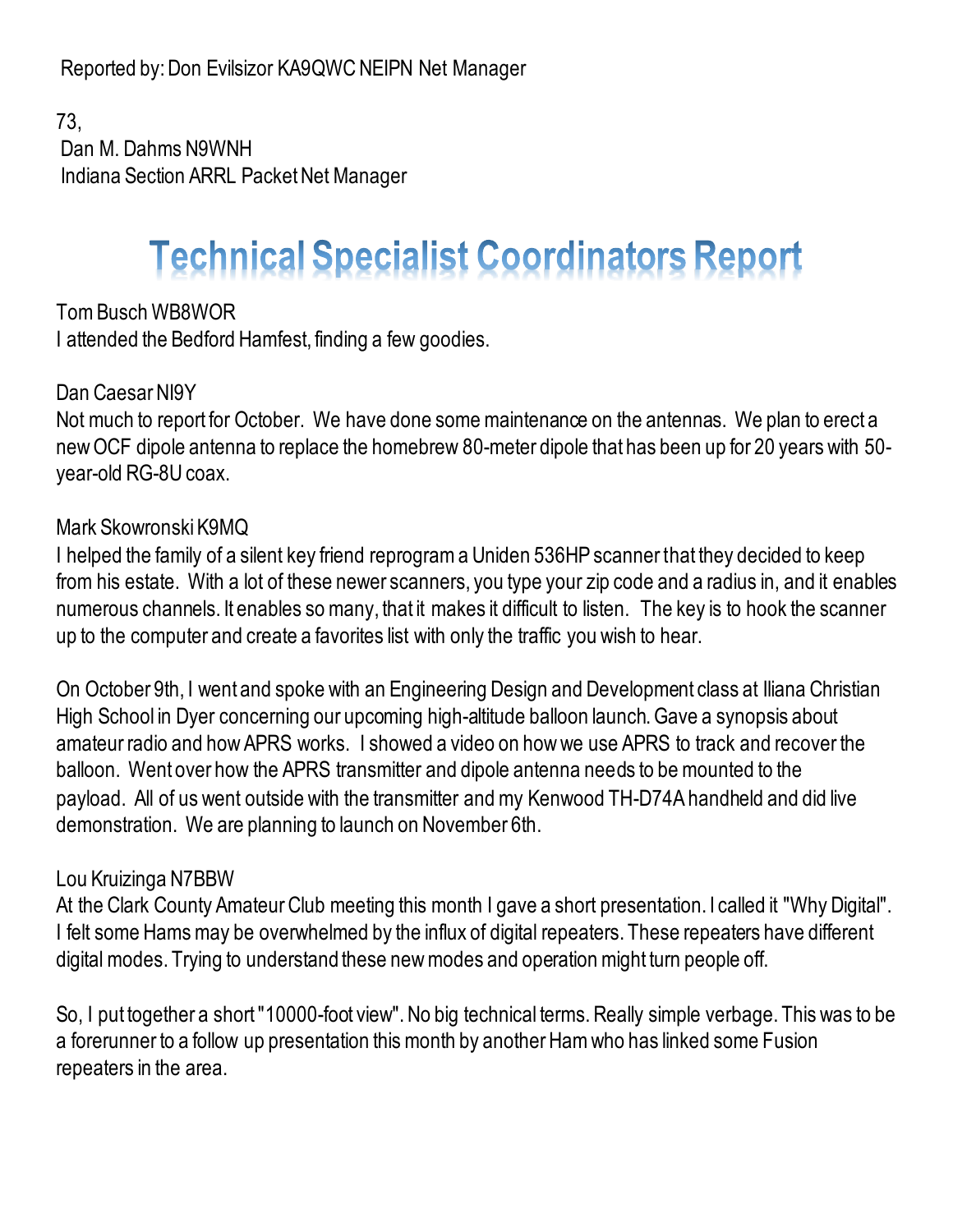Reported by: Don Evilsizor KA9QWC NEIPN Net Manager

73,
Dan M. Dahms N9WNH
Indiana Section ARRL Packet Net Manager

# Technical Specialist Coordinators Report

Tom Busch WB8WOR
I attended the Bedford Hamfest, finding a few goodies.

Dan Caesar NI9Y
Not much to report for October. We have done some maintenance on the antennas. We plan to erect a new OCF dipole antenna to replace the homebrew 80-meter dipole that has been up for 20 years with 50-year-old RG-8U coax.

Mark Skowronski K9MQ
I helped the family of a silent key friend reprogram a Uniden 536HP scanner that they decided to keep from his estate. With a lot of these newer scanners, you type your zip code and a radius in, and it enables numerous channels. It enables so many, that it makes it difficult to listen. The key is to hook the scanner up to the computer and create a favorites list with only the traffic you wish to hear.

On October 9th, I went and spoke with an Engineering Design and Development class at Iliana Christian High School in Dyer concerning our upcoming high-altitude balloon launch. Gave a synopsis about amateur radio and how APRS works. I showed a video on how we use APRS to track and recover the balloon. Went over how the APRS transmitter and dipole antenna needs to be mounted to the payload. All of us went outside with the transmitter and my Kenwood TH-D74A handheld and did live demonstration. We are planning to launch on November 6th.

Lou Kruizinga N7BBW
At the Clark County Amateur Club meeting this month I gave a short presentation. I called it "Why Digital". I felt some Hams may be overwhelmed by the influx of digital repeaters. These repeaters have different digital modes. Trying to understand these new modes and operation might turn people off.

So, I put together a short "10000-foot view". No big technical terms. Really simple verbage. This was to be a forerunner to a follow up presentation this month by another Ham who has linked some Fusion repeaters in the area.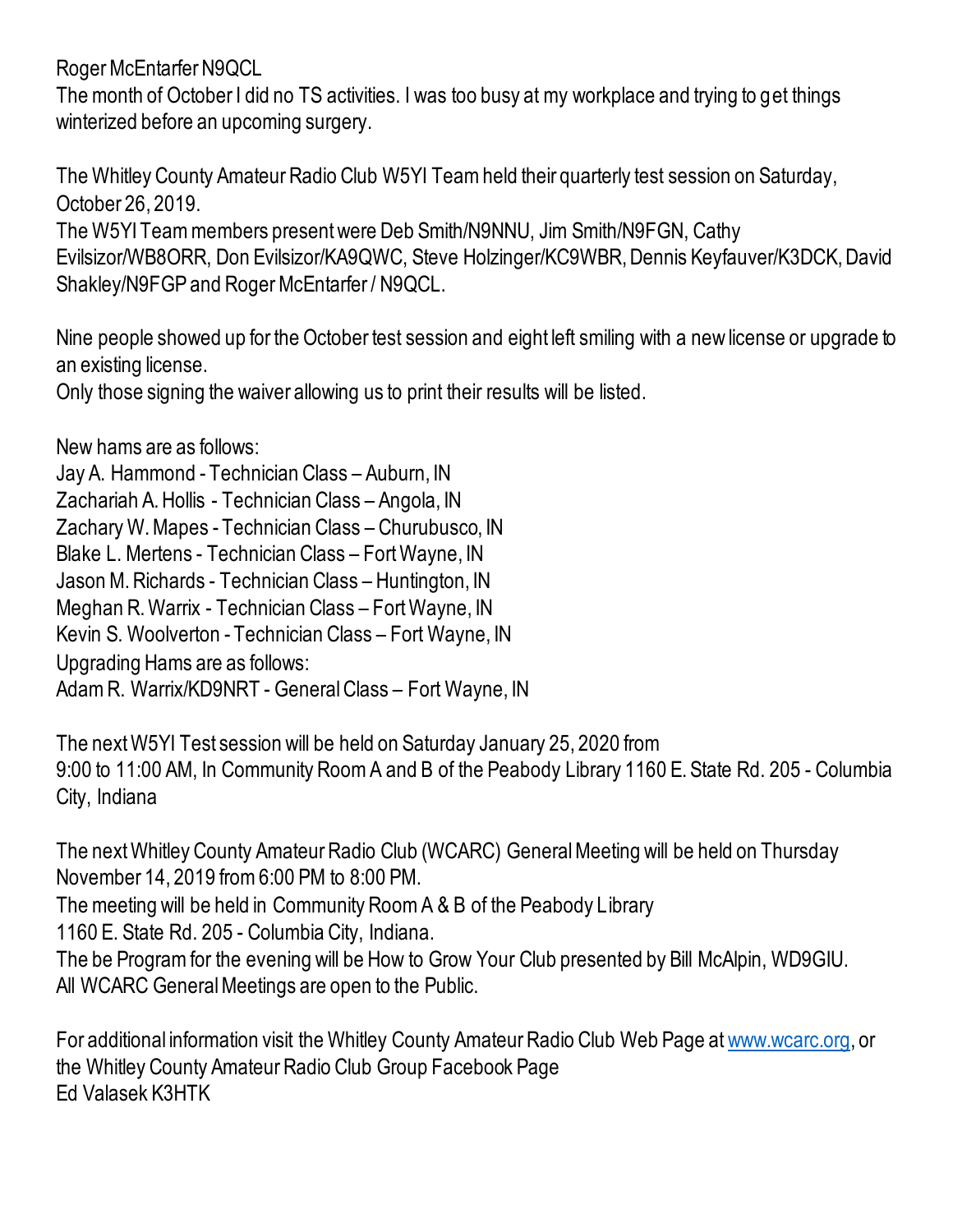Roger McEntarfer N9QCL

The month of October I did no TS activities. I was too busy at my workplace and trying to get things winterized before an upcoming surgery.

The Whitley County Amateur Radio Club W5YI Team held their quarterly test session on Saturday, October 26, 2019.

The W5YI Team members present were Deb Smith/N9NNU, Jim Smith/N9FGN, Cathy Evilsizor/WB8ORR, Don Evilsizor/KA9QWC, Steve Holzinger/KC9WBR, Dennis Keyfauver/K3DCK, David Shakley/N9FGP and Roger McEntarfer / N9QCL.

Nine people showed up for the October test session and eight left smiling with a new license or upgrade to an existing license.

Only those signing the waiver allowing us to print their results will be listed.

New hams are as follows:

Jay A. Hammond - Technician Class – Auburn, IN
Zachariah A. Hollis - Technician Class – Angola, IN
Zachary W. Mapes - Technician Class – Churubusco, IN
Blake L. Mertens - Technician Class – Fort Wayne, IN
Jason M. Richards - Technician Class – Huntington, IN
Meghan R. Warrix - Technician Class – Fort Wayne, IN
Kevin S. Woolverton - Technician Class – Fort Wayne, IN

Upgrading Hams are as follows:

Adam R. Warrix/KD9NRT - General Class – Fort Wayne, IN

The next W5YI Test session will be held on Saturday January 25, 2020 from 9:00 to 11:00 AM, In Community Room A and B of the Peabody Library 1160 E. State Rd. 205 - Columbia City, Indiana

The next Whitley County Amateur Radio Club (WCARC) General Meeting will be held on Thursday November 14, 2019 from 6:00 PM to 8:00 PM.

The meeting will be held in Community Room A & B of the Peabody Library

1160 E. State Rd. 205 - Columbia City, Indiana.

The be Program for the evening will be How to Grow Your Club presented by Bill McAlpin, WD9GIU.

All WCARC General Meetings are open to the Public.

For additional information visit the Whitley County Amateur Radio Club Web Page at www.wcarc.org, or the Whitley County Amateur Radio Club Group Facebook Page

Ed Valasek K3HTK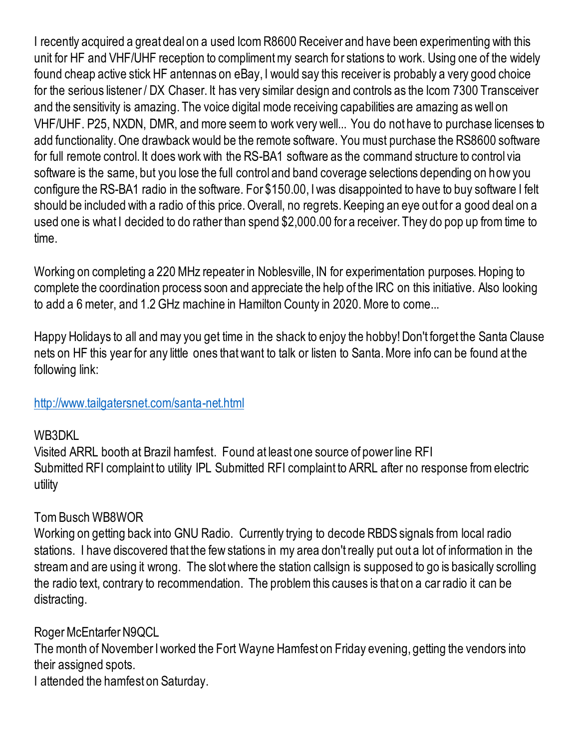I recently acquired a great deal on a used Icom R8600 Receiver and have been experimenting with this unit for HF and VHF/UHF reception to compliment my search for stations to work. Using one of the widely found cheap active stick HF antennas on eBay, I would say this receiver is probably a very good choice for the serious listener / DX Chaser. It has very similar design and controls as the Icom 7300 Transceiver and the sensitivity is amazing. The voice digital mode receiving capabilities are amazing as well on VHF/UHF. P25, NXDN, DMR, and more seem to work very well... You do not have to purchase licenses to add functionality. One drawback would be the remote software. You must purchase the RS8600 software for full remote control. It does work with the RS-BA1 software as the command structure to control via software is the same, but you lose the full control and band coverage selections depending on how you configure the RS-BA1 radio in the software. For $150.00, I was disappointed to have to buy software I felt should be included with a radio of this price. Overall, no regrets. Keeping an eye out for a good deal on a used one is what I decided to do rather than spend $2,000.00 for a receiver. They do pop up from time to time.

Working on completing a 220 MHz repeater in Noblesville, IN for experimentation purposes. Hoping to complete the coordination process soon and appreciate the help of the IRC on this initiative. Also looking to add a 6 meter, and 1.2 GHz machine in Hamilton County in 2020. More to come...

Happy Holidays to all and may you get time in the shack to enjoy the hobby! Don't forget the Santa Clause nets on HF this year for any little ones that want to talk or listen to Santa. More info can be found at the following link:

[http://www.tailgatersnet.com/santa-net.html](http://www.tailgatersnet.com/santa-net.html)

WB3DKL
Visited ARRL booth at Brazil hamfest. Found at least one source of power line RFI
Submitted RFI complaint to utility IPL Submitted RFI complaint to ARRL after no response from electric utility

Tom Busch WB8WOR
Working on getting back into GNU Radio. Currently trying to decode RBDS signals from local radio stations. I have discovered that the few stations in my area don't really put out a lot of information in the stream and are using it wrong. The slot where the station callsign is supposed to go is basically scrolling the radio text, contrary to recommendation. The problem this causes is that on a car radio it can be distracting.

Roger McEntarfer N9QCL
The month of November I worked the Fort Wayne Hamfest on Friday evening, getting the vendors into their assigned spots.
I attended the hamfest on Saturday.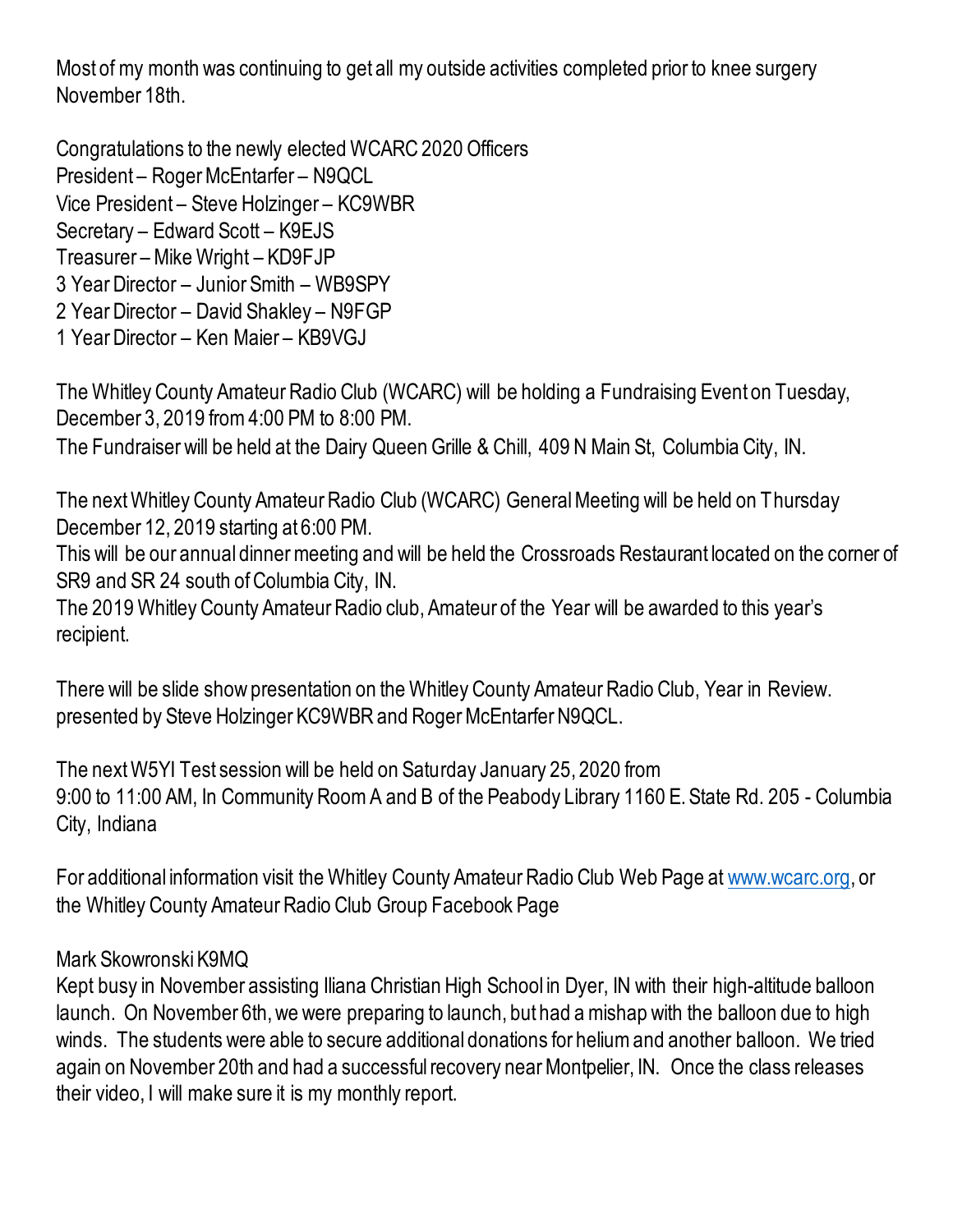Most of my month was continuing to get all my outside activities completed prior to knee surgery November 18th.

Congratulations to the newly elected WCARC 2020 Officers
President – Roger McEntarfer – N9QCL
Vice President – Steve Holzinger – KC9WBR
Secretary – Edward Scott – K9EJS
Treasurer – Mike Wright – KD9FJP
3 Year Director – Junior Smith – WB9SPY
2 Year Director – David Shakley – N9FGP
1 Year Director – Ken Maier – KB9VGJ

The Whitley County Amateur Radio Club (WCARC) will be holding a Fundraising Event on Tuesday, December 3, 2019 from 4:00 PM to 8:00 PM.
The Fundraiser will be held at the Dairy Queen Grille & Chill, 409 N Main St, Columbia City, IN.

The next Whitley County Amateur Radio Club (WCARC) General Meeting will be held on Thursday December 12, 2019 starting at 6:00 PM.
This will be our annual dinner meeting and will be held the Crossroads Restaurant located on the corner of SR9 and SR 24 south of Columbia City, IN.
The 2019 Whitley County Amateur Radio club, Amateur of the Year will be awarded to this year's recipient.

There will be slide show presentation on the Whitley County Amateur Radio Club, Year in Review. presented by Steve Holzinger KC9WBR and Roger McEntarfer N9QCL.

The next W5YI Test session will be held on Saturday January 25, 2020 from 9:00 to 11:00 AM, In Community Room A and B of the Peabody Library 1160 E. State Rd. 205 - Columbia City, Indiana

For additional information visit the Whitley County Amateur Radio Club Web Page at [www.wcarc.org](http://www.wcarc.org), or the Whitley County Amateur Radio Club Group Facebook Page

Mark Skowronski K9MQ
Kept busy in November assisting Iliana Christian High School in Dyer, IN with their high-altitude balloon launch. On November 6th, we were preparing to launch, but had a mishap with the balloon due to high winds. The students were able to secure additional donations for helium and another balloon. We tried again on November 20th and had a successful recovery near Montpelier, IN. Once the class releases their video, I will make sure it is my monthly report.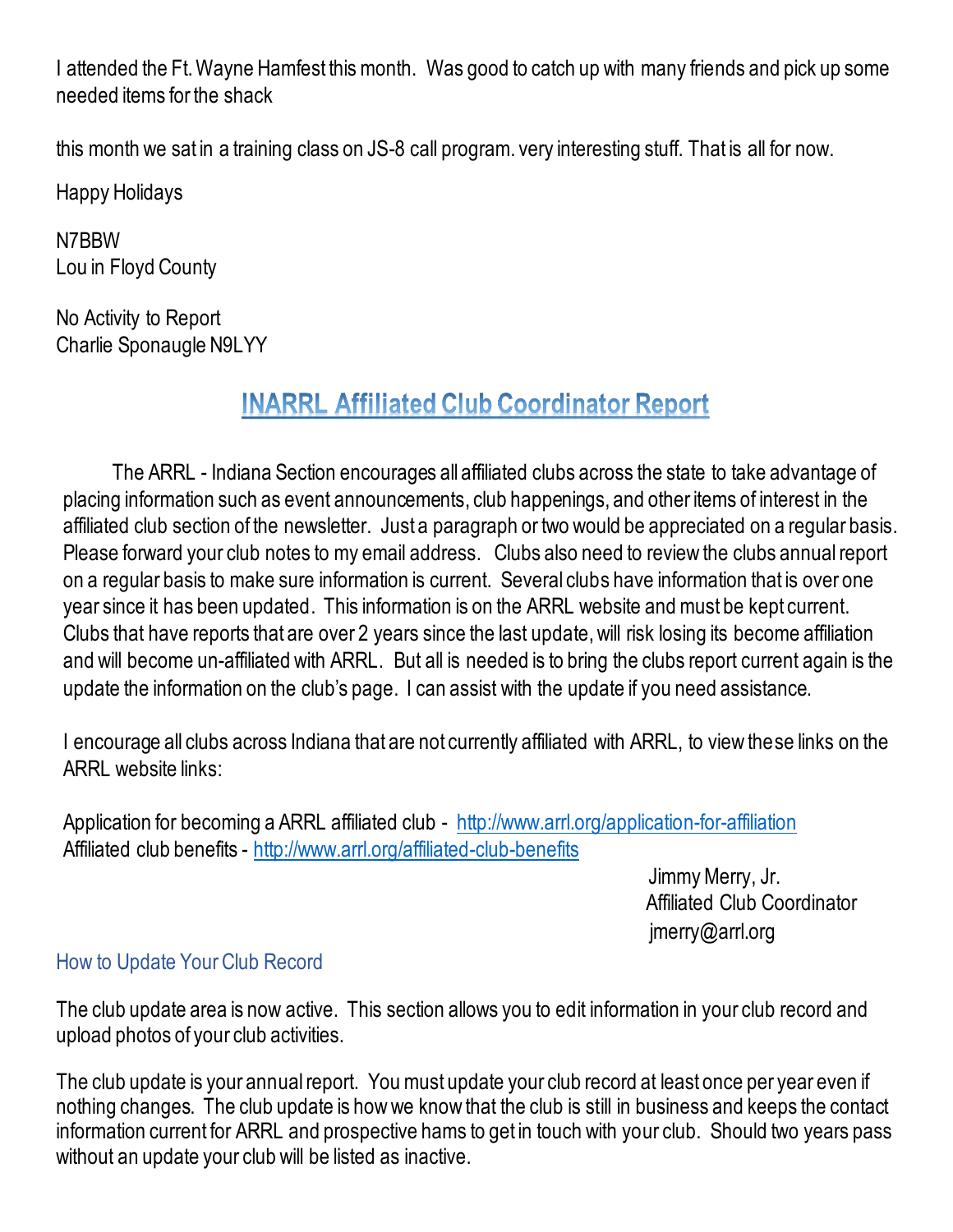I attended the Ft. Wayne Hamfest this month. Was good to catch up with many friends and pick up some needed items for the shack

this month we sat in a training class on JS-8 call program. very interesting stuff. That is all for now.

Happy Holidays

N7BBW  
Lou in Floyd County

No Activity to Report  
Charlie Sponaugle N9LYY

## INARRL Affiliated Club Coordinator Report

The ARRL - Indiana Section encourages all affiliated clubs across the state to take advantage of placing information such as event announcements, club happenings, and other items of interest in the affiliated club section of the newsletter. Just a paragraph or two would be appreciated on a regular basis. Please forward your club notes to my email address. Clubs also need to review the clubs annual report on a regular basis to make sure information is current. Several clubs have information that is over one year since it has been updated. This information is on the ARRL website and must be kept current. Clubs that have reports that are over 2 years since the last update, will risk losing its become affiliation and will become un-affiliated with ARRL. But all is needed is to bring the clubs report current again is the update the information on the club's page. I can assist with the update if you need assistance.

I encourage all clubs across Indiana that are not currently affiliated with ARRL, to view these links on the ARRL website links:

Application for becoming a ARRL affiliated club - http://www.arrl.org/application-for-affiliation  
Affiliated club benefits - http://www.arrl.org/affiliated-club-benefits

Jimmy Merry, Jr.  
Affiliated Club Coordinator  
jmerry@arrl.org

### How to Update Your Club Record

The club update area is now active. This section allows you to edit information in your club record and upload photos of your club activities.

The club update is your annual report. You must update your club record at least once per year even if nothing changes. The club update is how we know that the club is still in business and keeps the contact information current for ARRL and prospective hams to get in touch with your club. Should two years pass without an update your club will be listed as inactive.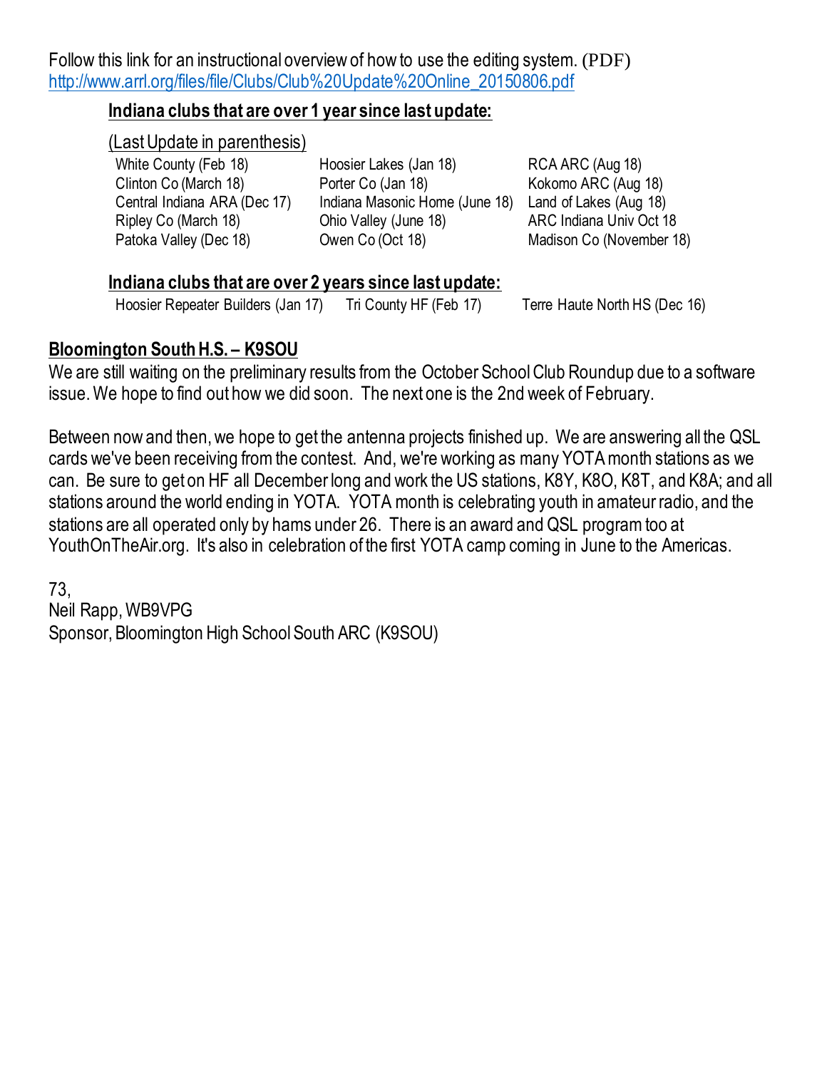Follow this link for an instructional overview of how to use the editing system. (PDF)
http://www.arrl.org/files/file/Clubs/Club%20Update%20Online_20150806.pdf

### Indiana clubs that are over 1 year since last update:

(Last Update in parenthesis)

| | | |
|---|---|---|
| White County (Feb 18) | Hoosier Lakes (Jan 18) | RCA ARC (Aug 18) |
| Clinton Co (March 18) | Porter Co (Jan 18) | Kokomo ARC (Aug 18) |
| Central Indiana ARA (Dec 17) | Indiana Masonic Home (June 18) | Land of Lakes (Aug 18) |
| Ripley Co (March 18) | Ohio Valley (June 18) | ARC Indiana Univ Oct 18 |
| Patoka Valley (Dec 18) | Owen Co (Oct 18) | Madison Co (November 18) |

### Indiana clubs that are over 2 years since last update:

| | | |
|---|---|---|
| Hoosier Repeater Builders (Jan 17) | Tri County HF (Feb 17) | Terre Haute North HS (Dec 16) |

## Bloomington South H.S. – K9SOU

We are still waiting on the preliminary results from the October School Club Roundup due to a software issue. We hope to find out how we did soon. The next one is the 2nd week of February.

Between now and then, we hope to get the antenna projects finished up. We are answering all the QSL cards we've been receiving from the contest. And, we're working as many YOTA month stations as we can. Be sure to get on HF all December long and work the US stations, K8Y, K8O, K8T, and K8A; and all stations around the world ending in YOTA. YOTA month is celebrating youth in amateur radio, and the stations are all operated only by hams under 26. There is an award and QSL program too at YouthOnTheAir.org. It's also in celebration of the first YOTA camp coming in June to the Americas.

73,
Neil Rapp, WB9VPG
Sponsor, Bloomington High School South ARC (K9SOU)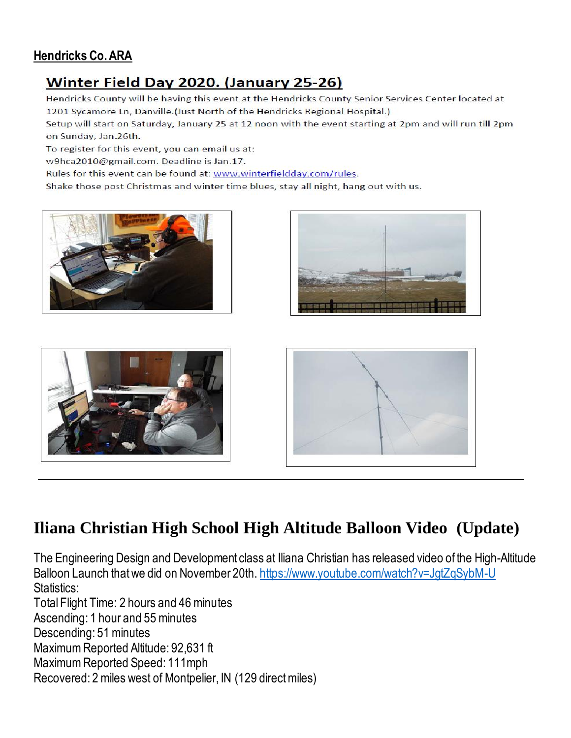## Hendricks Co. ARA

### Winter Field Day 2020. (January 25-26)

Hendricks County will be having this event at the Hendricks County Senior Services Center located at 1201 Sycamore Ln, Danville.(Just North of the Hendricks Regional Hospital.)

Setup will start on Saturday, January 25 at 12 noon with the event starting at 2pm and will run till 2pm on Sunday, Jan.26th.

To register for this event, you can email us at:
w9hca2010@gmail.com. Deadline is Jan.17.

Rules for this event can be found at: www.winterfieldday.com/rules.

Shake those post Christmas and winter time blues, stay all night, hang out with us.

---

# Iliana Christian High School High Altitude Balloon Video (Update)

The Engineering Design and Development class at Iliana Christian has released video of the High-Altitude Balloon Launch that we did on November 20th. https://www.youtube.com/watch?v=JgtZqSybM-U

Statistics:
Total Flight Time: 2 hours and 46 minutes
Ascending: 1 hour and 55 minutes
Descending: 51 minutes
Maximum Reported Altitude: 92,631 ft
Maximum Reported Speed: 111mph
Recovered: 2 miles west of Montpelier, IN (129 direct miles)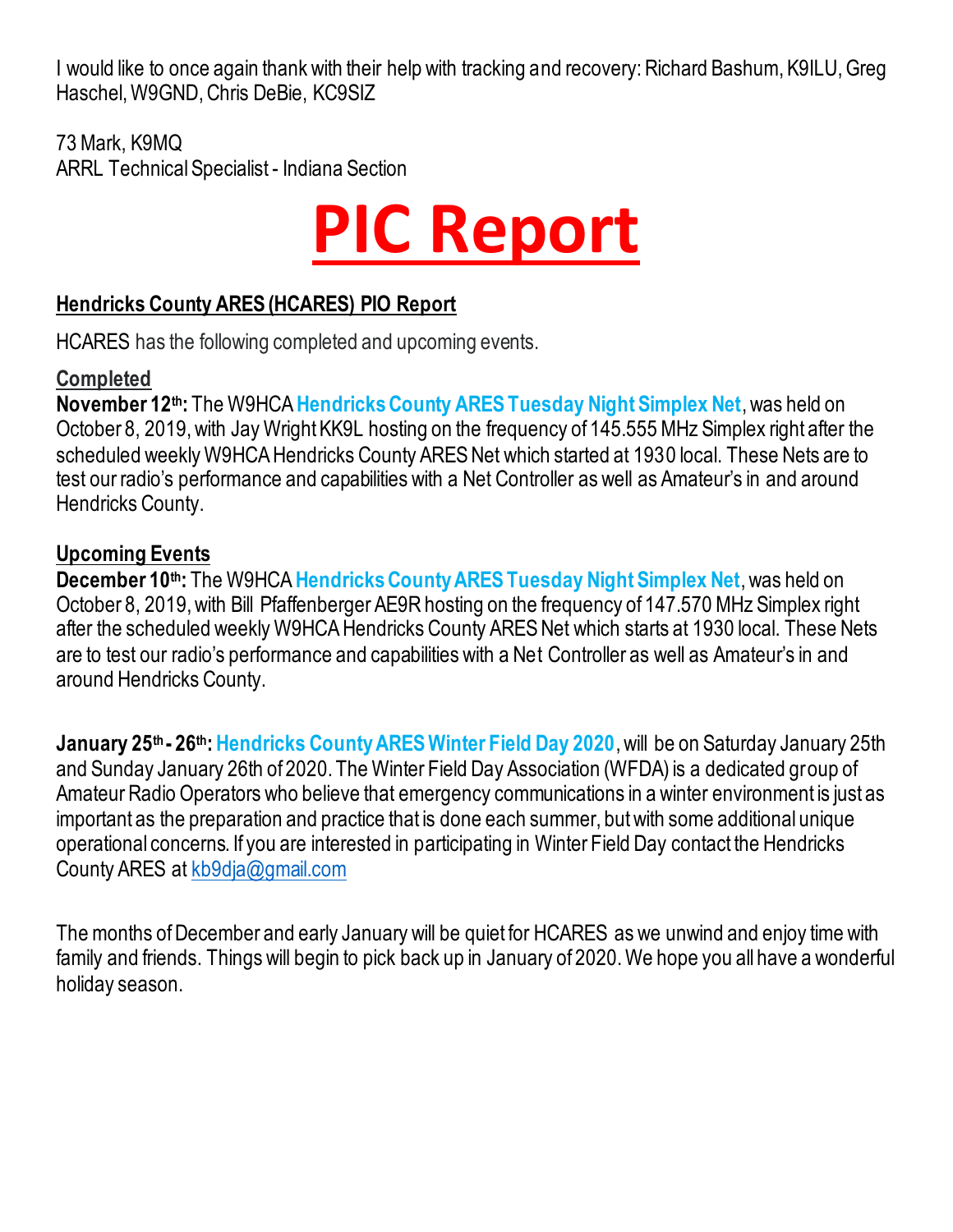I would like to once again thank with their help with tracking and recovery: Richard Bashum, K9ILU, Greg Haschel, W9GND, Chris DeBie, KC9SIZ

73 Mark, K9MQ
ARRL Technical Specialist - Indiana Section

# PIC Report

## Hendricks County ARES (HCARES) PIO Report

HCARES has the following completed and upcoming events.

### Completed

**November 12th:** The W9HCA **Hendricks County ARES Tuesday Night Simplex Net**, was held on October 8, 2019, with Jay Wright KK9L hosting on the frequency of 145.555 MHz Simplex right after the scheduled weekly W9HCA Hendricks County ARES Net which started at 1930 local. These Nets are to test our radio's performance and capabilities with a Net Controller as well as Amateur's in and around Hendricks County.

### Upcoming Events

**December 10th:** The W9HCA **Hendricks County ARES Tuesday Night Simplex Net**, was held on October 8, 2019, with Bill Pfaffenberger AE9R hosting on the frequency of 147.570 MHz Simplex right after the scheduled weekly W9HCA Hendricks County ARES Net which starts at 1930 local. These Nets are to test our radio's performance and capabilities with a Net Controller as well as Amateur's in and around Hendricks County.

**January 25th - 26th:** **Hendricks County ARES Winter Field Day 2020**, will be on Saturday January 25th and Sunday January 26th of 2020. The Winter Field Day Association (WFDA) is a dedicated group of Amateur Radio Operators who believe that emergency communications in a winter environment is just as important as the preparation and practice that is done each summer, but with some additional unique operational concerns. If you are interested in participating in Winter Field Day contact the Hendricks County ARES at kb9dja@gmail.com

The months of December and early January will be quiet for HCARES as we unwind and enjoy time with family and friends. Things will begin to pick back up in January of 2020. We hope you all have a wonderful holiday season.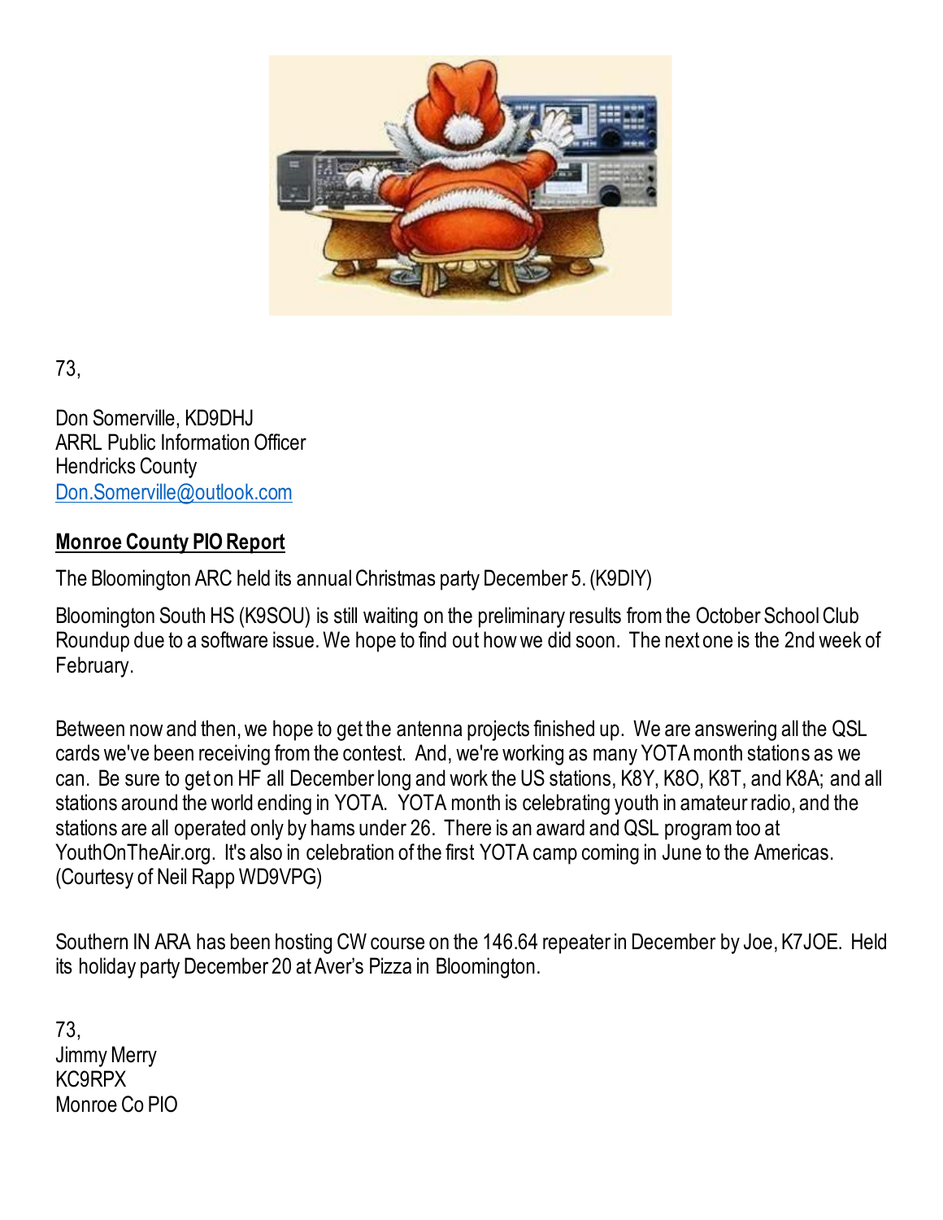73,

Don Somerville, KD9DHJ
ARRL Public Information Officer
Hendricks County
[Don.Somerville@outlook.com](mailto:Don.Somerville@outlook.com)

**Monroe County PIO Report**

The Bloomington ARC held its annual Christmas party December 5. (K9DIY)

Bloomington South HS (K9SOU) is still waiting on the preliminary results from the October School Club Roundup due to a software issue. We hope to find out how we did soon. The next one is the 2nd week of February.

Between now and then, we hope to get the antenna projects finished up. We are answering all the QSL cards we've been receiving from the contest. And, we're working as many YOTA month stations as we can. Be sure to get on HF all December long and work the US stations, K8Y, K8O, K8T, and K8A; and all stations around the world ending in YOTA. YOTA month is celebrating youth in amateur radio, and the stations are all operated only by hams under 26. There is an award and QSL program too at YouthOnTheAir.org. It's also in celebration of the first YOTA camp coming in June to the Americas. (Courtesy of Neil Rapp WD9VPG)

Southern IN ARA has been hosting CW course on the 146.64 repeater in December by Joe, K7JOE. Held its holiday party December 20 at Aver's Pizza in Bloomington.

73,
Jimmy Merry
KC9RPX
Monroe Co PIO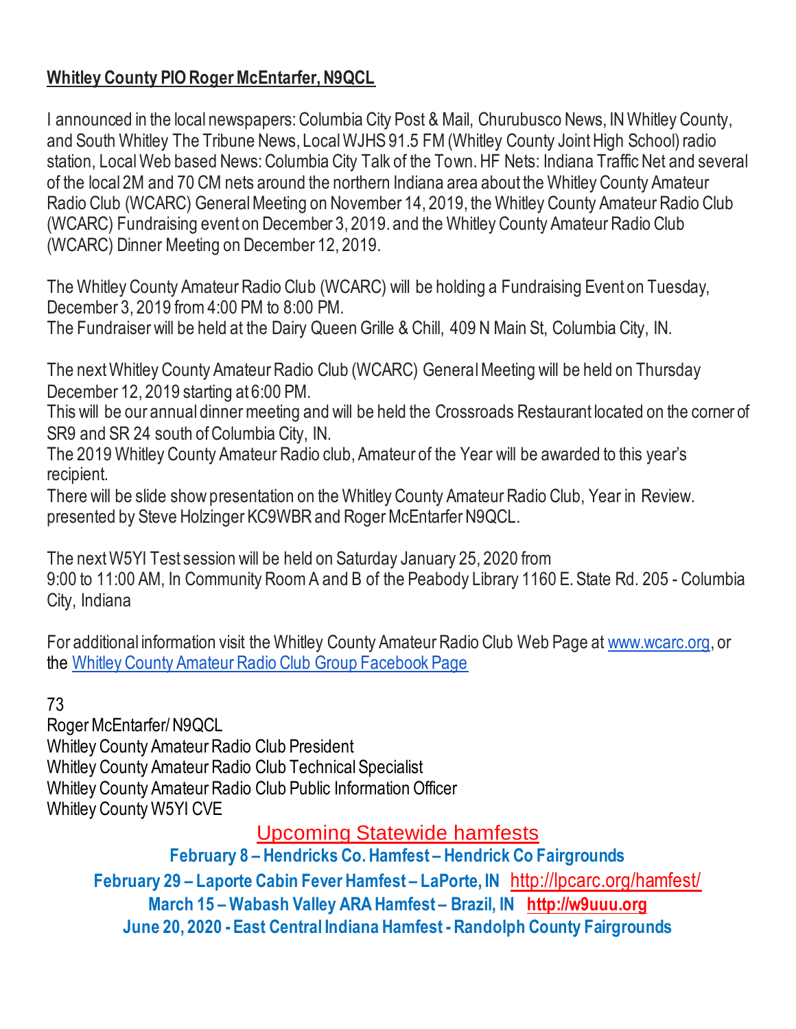**Whitley County PIO Roger McEntarfer, N9QCL**

I announced in the local newspapers: Columbia City Post & Mail, Churubusco News, IN Whitley County, and South Whitley The Tribune News, Local WJHS 91.5 FM (Whitley County Joint High School) radio station, Local Web based News: Columbia City Talk of the Town. HF Nets: Indiana Traffic Net and several of the local 2M and 70 CM nets around the northern Indiana area about the Whitley County Amateur Radio Club (WCARC) General Meeting on November 14, 2019, the Whitley County Amateur Radio Club (WCARC) Fundraising event on December 3, 2019. and the Whitley County Amateur Radio Club (WCARC) Dinner Meeting on December 12, 2019.

The Whitley County Amateur Radio Club (WCARC) will be holding a Fundraising Event on Tuesday, December 3, 2019 from 4:00 PM to 8:00 PM.
The Fundraiser will be held at the Dairy Queen Grille & Chill, 409 N Main St, Columbia City, IN.

The next Whitley County Amateur Radio Club (WCARC) General Meeting will be held on Thursday December 12, 2019 starting at 6:00 PM.
This will be our annual dinner meeting and will be held the Crossroads Restaurant located on the corner of SR9 and SR 24 south of Columbia City, IN.
The 2019 Whitley County Amateur Radio club, Amateur of the Year will be awarded to this year's recipient.
There will be slide show presentation on the Whitley County Amateur Radio Club, Year in Review. presented by Steve Holzinger KC9WBR and Roger McEntarfer N9QCL.

The next W5YI Test session will be held on Saturday January 25, 2020 from
9:00 to 11:00 AM, In Community Room A and B of the Peabody Library 1160 E. State Rd. 205 - Columbia City, Indiana

For additional information visit the Whitley County Amateur Radio Club Web Page at [www.wcarc.org](http://www.wcarc.org), or the Whitley County Amateur Radio Club Group Facebook Page

73
Roger McEntarfer/ N9QCL
Whitley County Amateur Radio Club President
Whitley County Amateur Radio Club Technical Specialist
Whitley County Amateur Radio Club Public Information Officer
Whitley County W5YI CVE

## Upcoming Statewide hamfests

**February 8 – Hendricks Co. Hamfest – Hendrick Co Fairgrounds**

**February 29 – Laporte Cabin Fever Hamfest – LaPorte, IN** http://lpcarc.org/hamfest/

**March 15 – Wabash Valley ARA Hamfest – Brazil, IN** **http://w9uuu.org**

**June 20, 2020 - East Central Indiana Hamfest - Randolph County Fairgrounds**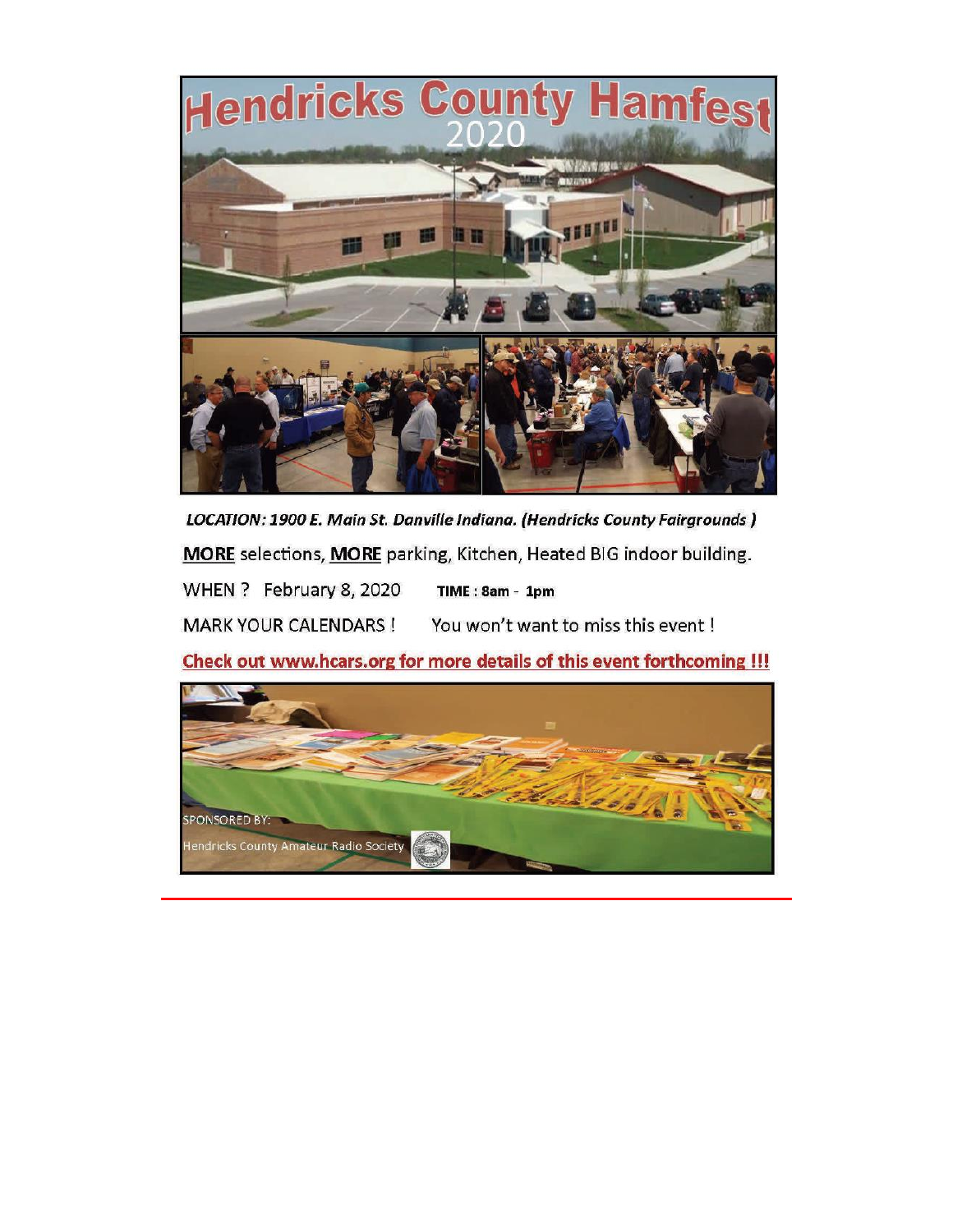# Hendricks County Hamfest 2020

***LOCATION: 1900 E. Main St. Danville Indiana. (Hendricks County Fairgrounds )***

**MORE** selections, **MORE** parking, Kitchen, Heated BIG indoor building.

WHEN ? February 8, 2020 **TIME : 8am - 1pm**

MARK YOUR CALENDARS ! You won't want to miss this event !

**Check out www.hcars.org for more details of this event forthcoming !!!**

SPONSORED BY:

Hendricks County Amateur Radio Society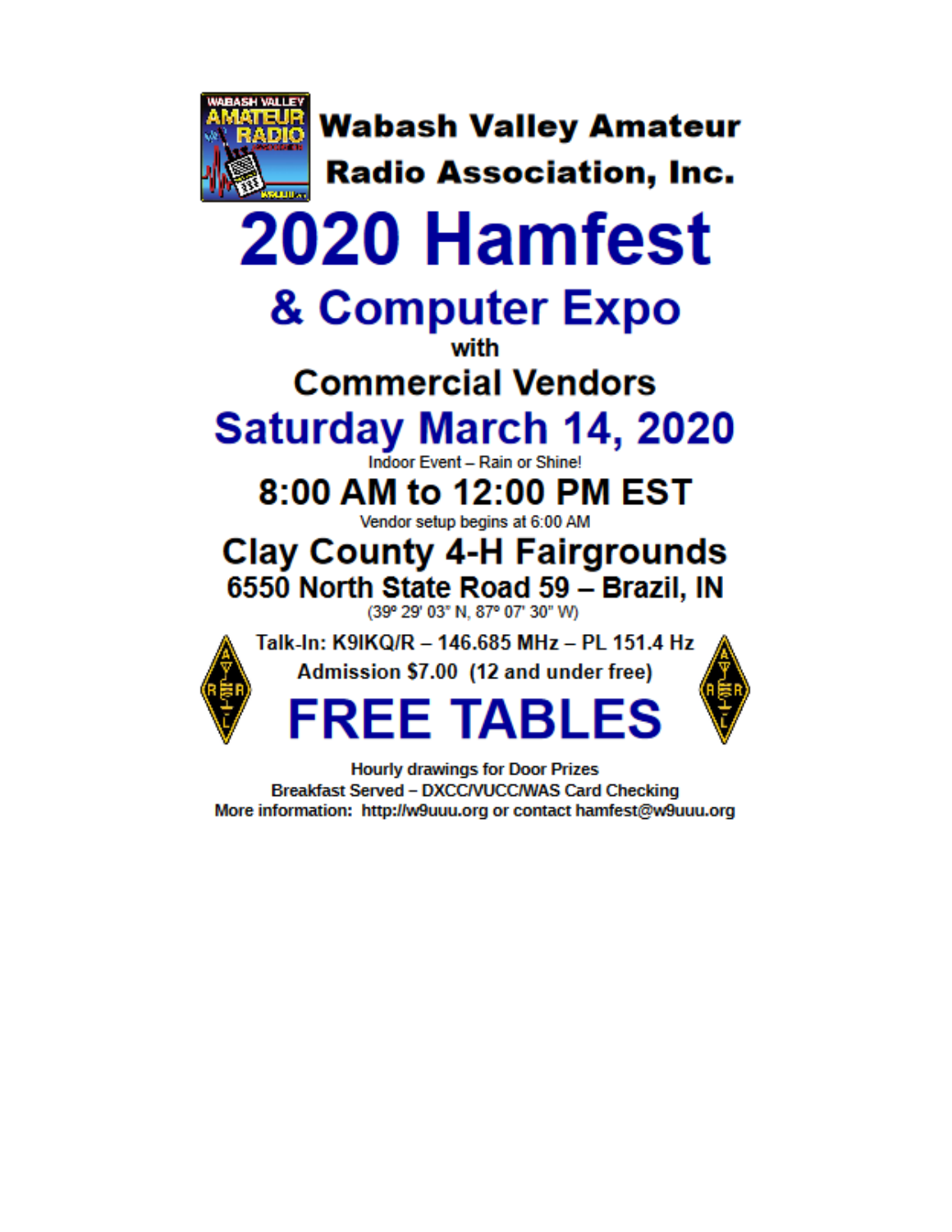# Wabash Valley Amateur Radio Association, Inc.

# 2020 Hamfest

## & Computer Expo

with

## Commercial Vendors

## Saturday March 14, 2020

Indoor Event – Rain or Shine!

## 8:00 AM to 12:00 PM EST

Vendor setup begins at 6:00 AM

## Clay County 4-H Fairgrounds

### 6550 North State Road 59 – Brazil, IN

(39º 29' 03" N, 87º 07' 30" W)

**Talk-In: K9IKQ/R – 146.685 MHz – PL 151.4 Hz**

**Admission $7.00 (12 and under free)**

# FREE TABLES

**Hourly drawings for Door Prizes**

**Breakfast Served – DXCC/VUCC/WAS Card Checking**

**More information: http://w9uuu.org or contact hamfest@w9uuu.org**